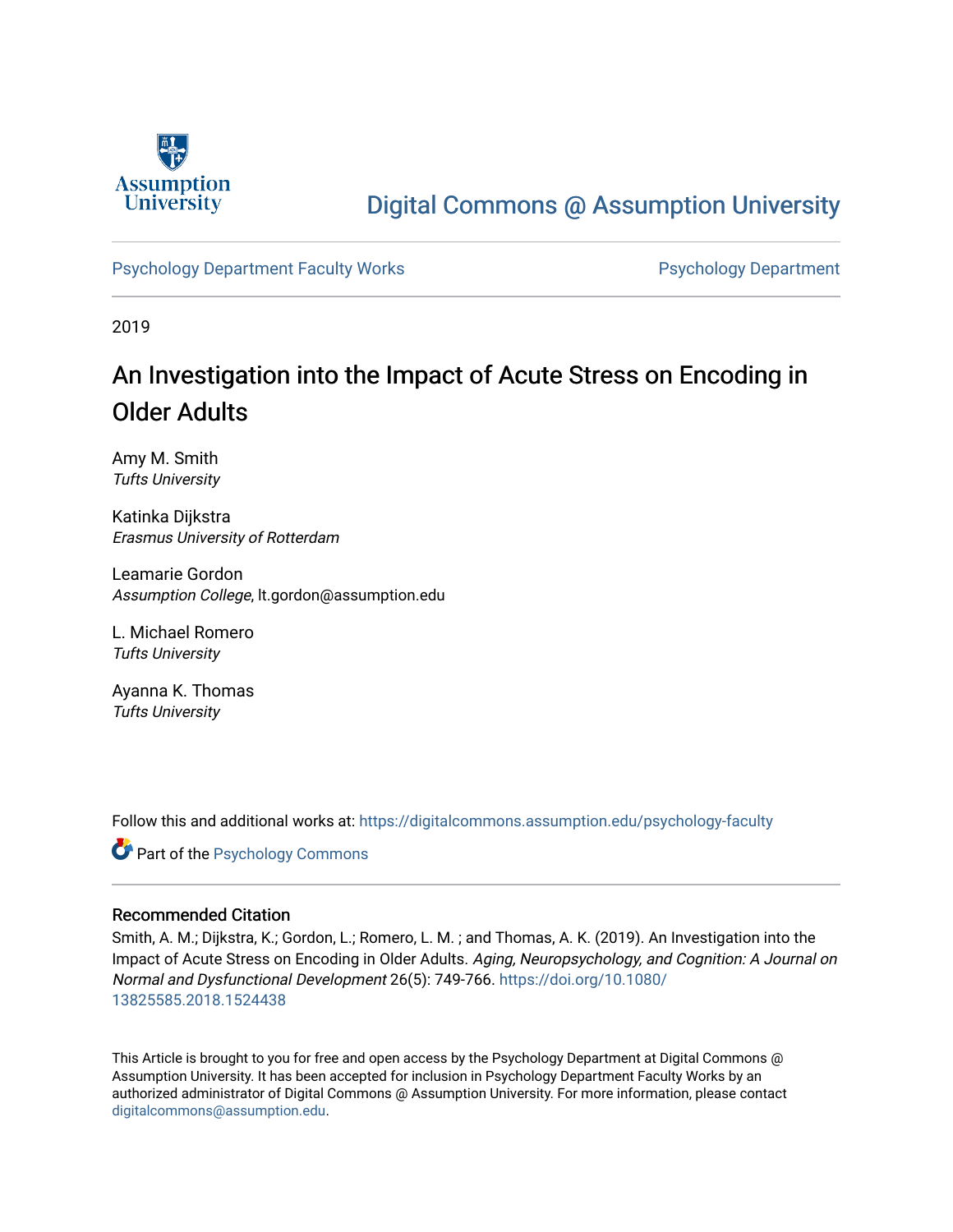Assumption University

# Digital Commons @ Assumption University

Psychology Department Faculty Works | Psychology Department

2019

## An Investigation into the Impact of Acute Stress on Encoding in Older Adults

Amy M. Smith
*Tufts University*

Katinka Dijkstra
*Erasmus University of Rotterdam*

Leamarie Gordon
*Assumption College*, lt.gordon@assumption.edu

L. Michael Romero
*Tufts University*

Ayanna K. Thomas
*Tufts University*

Follow this and additional works at: https://digitalcommons.assumption.edu/psychology-faculty

Part of the Psychology Commons

### Recommended Citation

Smith, A. M.; Dijkstra, K.; Gordon, L.; Romero, L. M. ; and Thomas, A. K. (2019). An Investigation into the Impact of Acute Stress on Encoding in Older Adults. *Aging, Neuropsychology, and Cognition: A Journal on Normal and Dysfunctional Development* 26(5): 749-766. https://doi.org/10.1080/13825585.2018.1524438

This Article is brought to you for free and open access by the Psychology Department at Digital Commons @ Assumption University. It has been accepted for inclusion in Psychology Department Faculty Works by an authorized administrator of Digital Commons @ Assumption University. For more information, please contact digitalcommons@assumption.edu.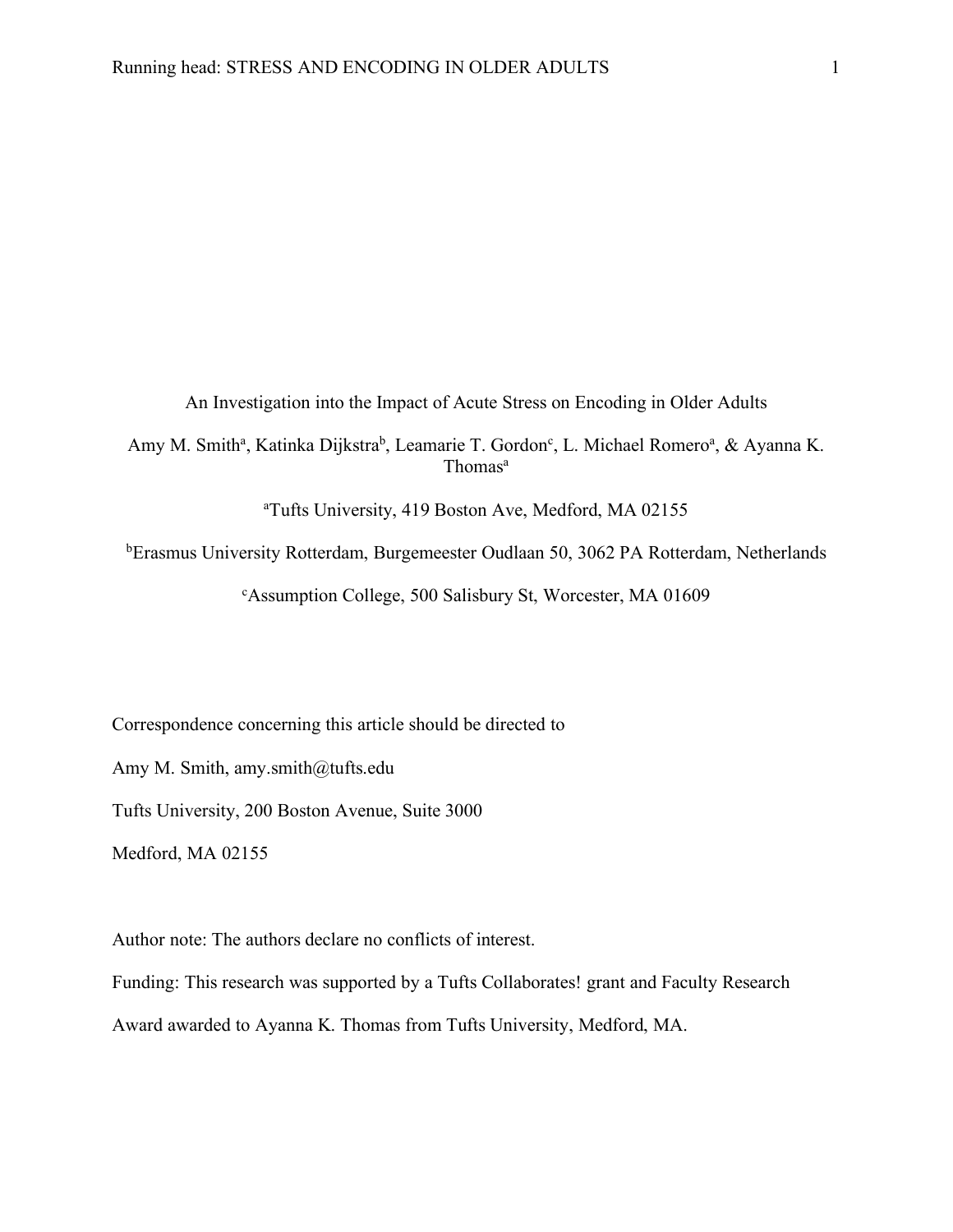# An Investigation into the Impact of Acute Stress on Encoding in Older Adults

Amy M. Smith[a], Katinka Dijkstra[b], Leamarie T. Gordon[c], L. Michael Romero[a], & Ayanna K. Thomas[a]

[a]Tufts University, 419 Boston Ave, Medford, MA 02155

[b]Erasmus University Rotterdam, Burgemeester Oudlaan 50, 3062 PA Rotterdam, Netherlands

[c]Assumption College, 500 Salisbury St, Worcester, MA 01609

Correspondence concerning this article should be directed to

Amy M. Smith, amy.smith@tufts.edu

Tufts University, 200 Boston Avenue, Suite 3000

Medford, MA 02155

Author note: The authors declare no conflicts of interest.

Funding: This research was supported by a Tufts Collaborates! grant and Faculty Research Award awarded to Ayanna K. Thomas from Tufts University, Medford, MA.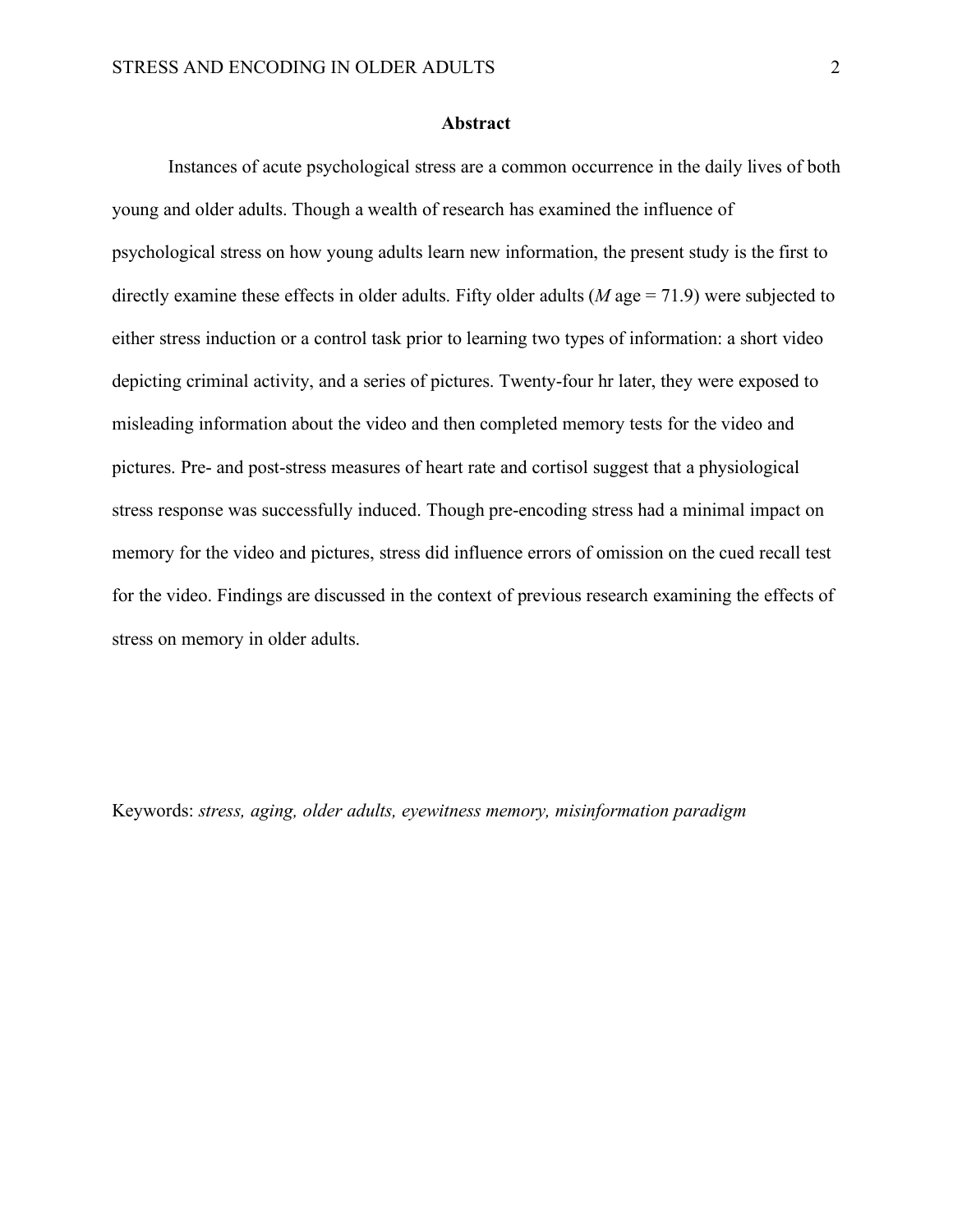## Abstract

Instances of acute psychological stress are a common occurrence in the daily lives of both young and older adults. Though a wealth of research has examined the influence of psychological stress on how young adults learn new information, the present study is the first to directly examine these effects in older adults. Fifty older adults (*M* age = 71.9) were subjected to either stress induction or a control task prior to learning two types of information: a short video depicting criminal activity, and a series of pictures. Twenty-four hr later, they were exposed to misleading information about the video and then completed memory tests for the video and pictures. Pre- and post-stress measures of heart rate and cortisol suggest that a physiological stress response was successfully induced. Though pre-encoding stress had a minimal impact on memory for the video and pictures, stress did influence errors of omission on the cued recall test for the video. Findings are discussed in the context of previous research examining the effects of stress on memory in older adults.

Keywords: *stress, aging, older adults, eyewitness memory, misinformation paradigm*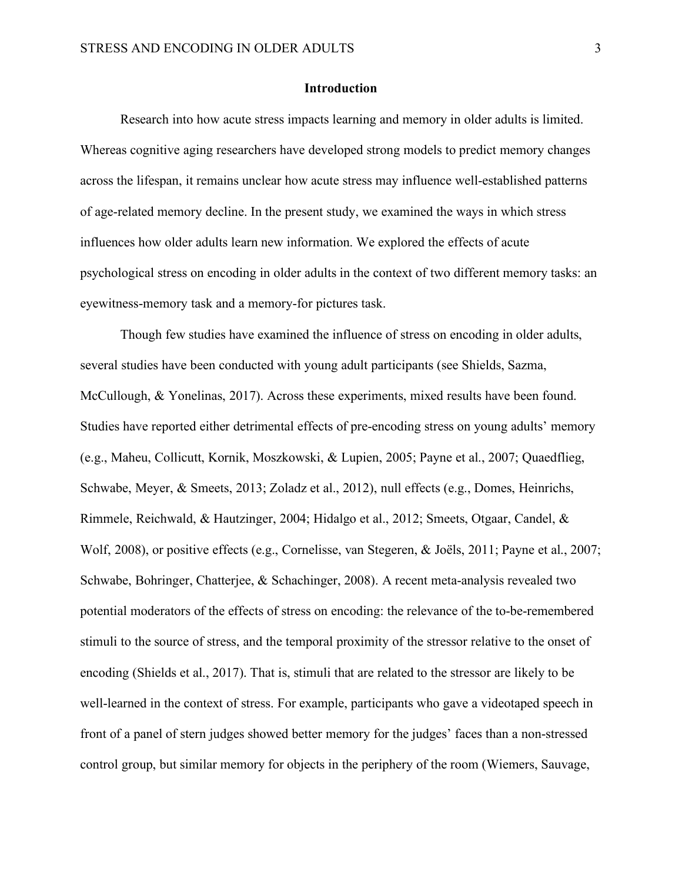## Introduction

Research into how acute stress impacts learning and memory in older adults is limited. Whereas cognitive aging researchers have developed strong models to predict memory changes across the lifespan, it remains unclear how acute stress may influence well-established patterns of age-related memory decline. In the present study, we examined the ways in which stress influences how older adults learn new information. We explored the effects of acute psychological stress on encoding in older adults in the context of two different memory tasks: an eyewitness-memory task and a memory-for pictures task.

Though few studies have examined the influence of stress on encoding in older adults, several studies have been conducted with young adult participants (see Shields, Sazma, McCullough, & Yonelinas, 2017). Across these experiments, mixed results have been found. Studies have reported either detrimental effects of pre-encoding stress on young adults' memory (e.g., Maheu, Collicutt, Kornik, Moszkowski, & Lupien, 2005; Payne et al., 2007; Quaedflieg, Schwabe, Meyer, & Smeets, 2013; Zoladz et al., 2012), null effects (e.g., Domes, Heinrichs, Rimmele, Reichwald, & Hautzinger, 2004; Hidalgo et al., 2012; Smeets, Otgaar, Candel, & Wolf, 2008), or positive effects (e.g., Cornelisse, van Stegeren, & Joëls, 2011; Payne et al., 2007; Schwabe, Bohringer, Chatterjee, & Schachinger, 2008). A recent meta-analysis revealed two potential moderators of the effects of stress on encoding: the relevance of the to-be-remembered stimuli to the source of stress, and the temporal proximity of the stressor relative to the onset of encoding (Shields et al., 2017). That is, stimuli that are related to the stressor are likely to be well-learned in the context of stress. For example, participants who gave a videotaped speech in front of a panel of stern judges showed better memory for the judges' faces than a non-stressed control group, but similar memory for objects in the periphery of the room (Wiemers, Sauvage,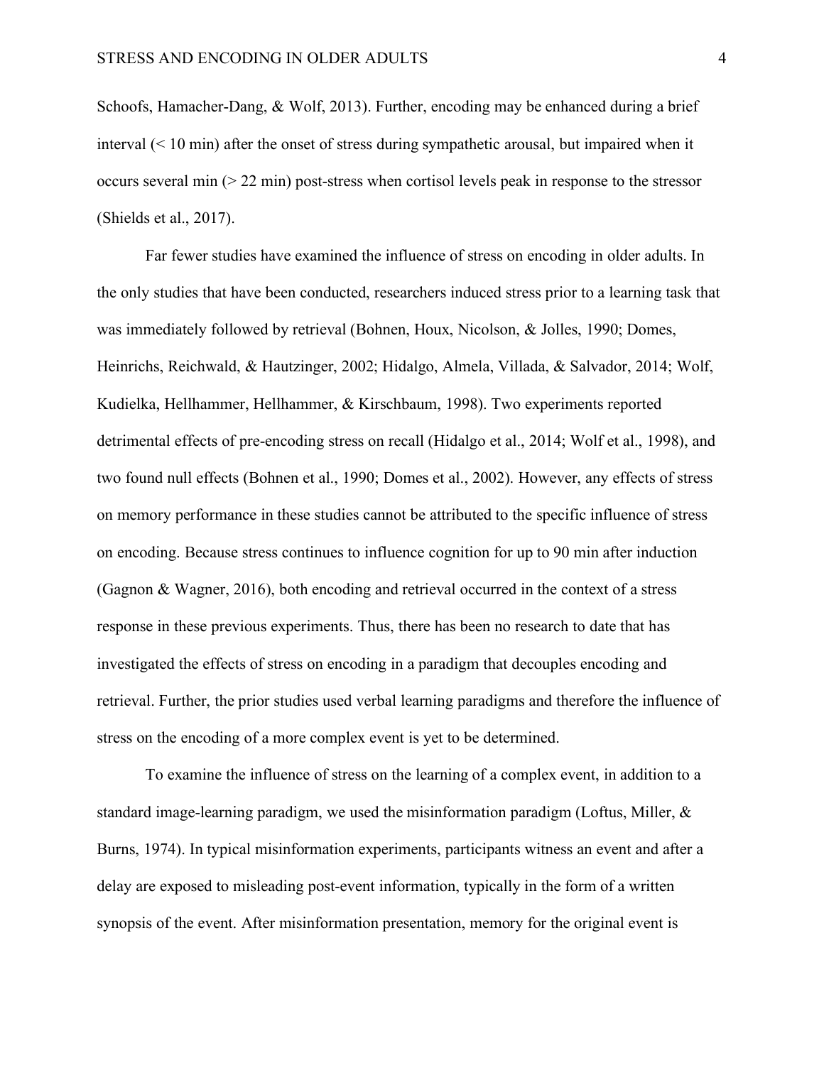Schoofs, Hamacher-Dang, & Wolf, 2013). Further, encoding may be enhanced during a brief interval (< 10 min) after the onset of stress during sympathetic arousal, but impaired when it occurs several min (> 22 min) post-stress when cortisol levels peak in response to the stressor (Shields et al., 2017).

Far fewer studies have examined the influence of stress on encoding in older adults. In the only studies that have been conducted, researchers induced stress prior to a learning task that was immediately followed by retrieval (Bohnen, Houx, Nicolson, & Jolles, 1990; Domes, Heinrichs, Reichwald, & Hautzinger, 2002; Hidalgo, Almela, Villada, & Salvador, 2014; Wolf, Kudielka, Hellhammer, Hellhammer, & Kirschbaum, 1998). Two experiments reported detrimental effects of pre-encoding stress on recall (Hidalgo et al., 2014; Wolf et al., 1998), and two found null effects (Bohnen et al., 1990; Domes et al., 2002). However, any effects of stress on memory performance in these studies cannot be attributed to the specific influence of stress on encoding. Because stress continues to influence cognition for up to 90 min after induction (Gagnon & Wagner, 2016), both encoding and retrieval occurred in the context of a stress response in these previous experiments. Thus, there has been no research to date that has investigated the effects of stress on encoding in a paradigm that decouples encoding and retrieval. Further, the prior studies used verbal learning paradigms and therefore the influence of stress on the encoding of a more complex event is yet to be determined.

To examine the influence of stress on the learning of a complex event, in addition to a standard image-learning paradigm, we used the misinformation paradigm (Loftus, Miller, & Burns, 1974). In typical misinformation experiments, participants witness an event and after a delay are exposed to misleading post-event information, typically in the form of a written synopsis of the event. After misinformation presentation, memory for the original event is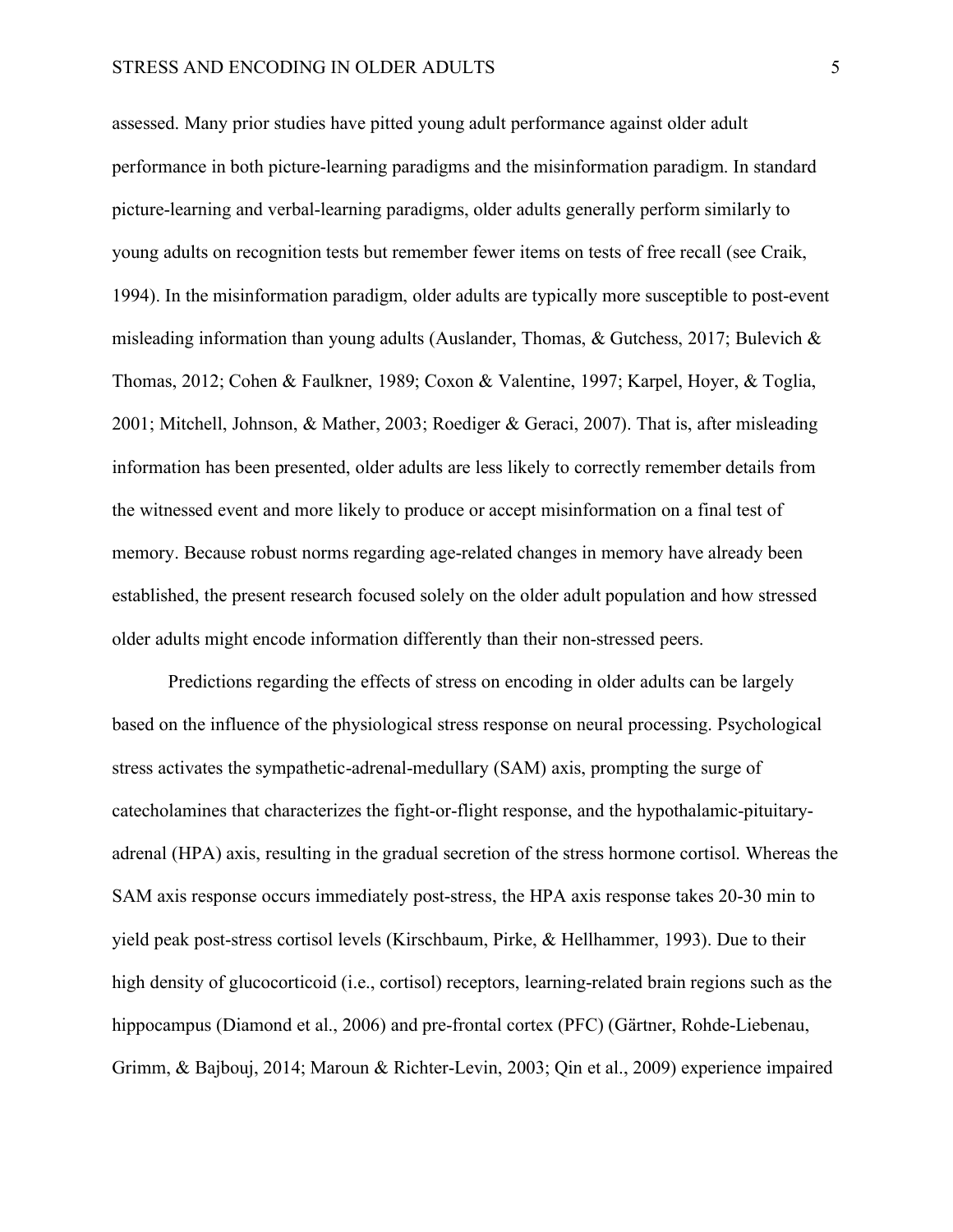assessed. Many prior studies have pitted young adult performance against older adult performance in both picture-learning paradigms and the misinformation paradigm. In standard picture-learning and verbal-learning paradigms, older adults generally perform similarly to young adults on recognition tests but remember fewer items on tests of free recall (see Craik, 1994). In the misinformation paradigm, older adults are typically more susceptible to post-event misleading information than young adults (Auslander, Thomas, & Gutchess, 2017; Bulevich & Thomas, 2012; Cohen & Faulkner, 1989; Coxon & Valentine, 1997; Karpel, Hoyer, & Toglia, 2001; Mitchell, Johnson, & Mather, 2003; Roediger & Geraci, 2007). That is, after misleading information has been presented, older adults are less likely to correctly remember details from the witnessed event and more likely to produce or accept misinformation on a final test of memory. Because robust norms regarding age-related changes in memory have already been established, the present research focused solely on the older adult population and how stressed older adults might encode information differently than their non-stressed peers.

Predictions regarding the effects of stress on encoding in older adults can be largely based on the influence of the physiological stress response on neural processing. Psychological stress activates the sympathetic-adrenal-medullary (SAM) axis, prompting the surge of catecholamines that characterizes the fight-or-flight response, and the hypothalamic-pituitary-adrenal (HPA) axis, resulting in the gradual secretion of the stress hormone cortisol. Whereas the SAM axis response occurs immediately post-stress, the HPA axis response takes 20-30 min to yield peak post-stress cortisol levels (Kirschbaum, Pirke, & Hellhammer, 1993). Due to their high density of glucocorticoid (i.e., cortisol) receptors, learning-related brain regions such as the hippocampus (Diamond et al., 2006) and pre-frontal cortex (PFC) (Gärtner, Rohde-Liebenau, Grimm, & Bajbouj, 2014; Maroun & Richter-Levin, 2003; Qin et al., 2009) experience impaired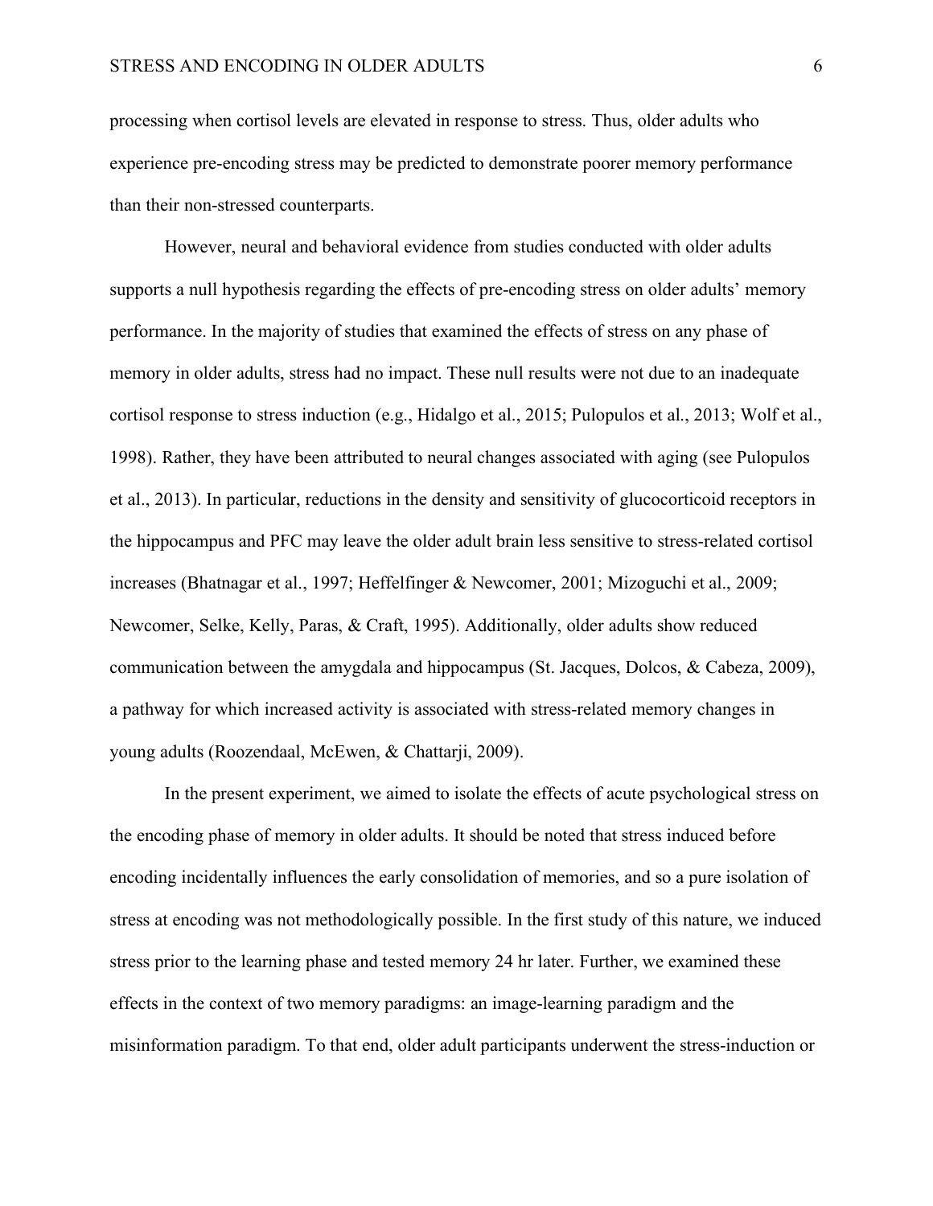processing when cortisol levels are elevated in response to stress. Thus, older adults who experience pre-encoding stress may be predicted to demonstrate poorer memory performance than their non-stressed counterparts.

However, neural and behavioral evidence from studies conducted with older adults supports a null hypothesis regarding the effects of pre-encoding stress on older adults' memory performance. In the majority of studies that examined the effects of stress on any phase of memory in older adults, stress had no impact. These null results were not due to an inadequate cortisol response to stress induction (e.g., Hidalgo et al., 2015; Pulopulos et al., 2013; Wolf et al., 1998). Rather, they have been attributed to neural changes associated with aging (see Pulopulos et al., 2013). In particular, reductions in the density and sensitivity of glucocorticoid receptors in the hippocampus and PFC may leave the older adult brain less sensitive to stress-related cortisol increases (Bhatnagar et al., 1997; Heffelfinger & Newcomer, 2001; Mizoguchi et al., 2009; Newcomer, Selke, Kelly, Paras, & Craft, 1995). Additionally, older adults show reduced communication between the amygdala and hippocampus (St. Jacques, Dolcos, & Cabeza, 2009), a pathway for which increased activity is associated with stress-related memory changes in young adults (Roozendaal, McEwen, & Chattarji, 2009).

In the present experiment, we aimed to isolate the effects of acute psychological stress on the encoding phase of memory in older adults. It should be noted that stress induced before encoding incidentally influences the early consolidation of memories, and so a pure isolation of stress at encoding was not methodologically possible. In the first study of this nature, we induced stress prior to the learning phase and tested memory 24 hr later. Further, we examined these effects in the context of two memory paradigms: an image-learning paradigm and the misinformation paradigm. To that end, older adult participants underwent the stress-induction or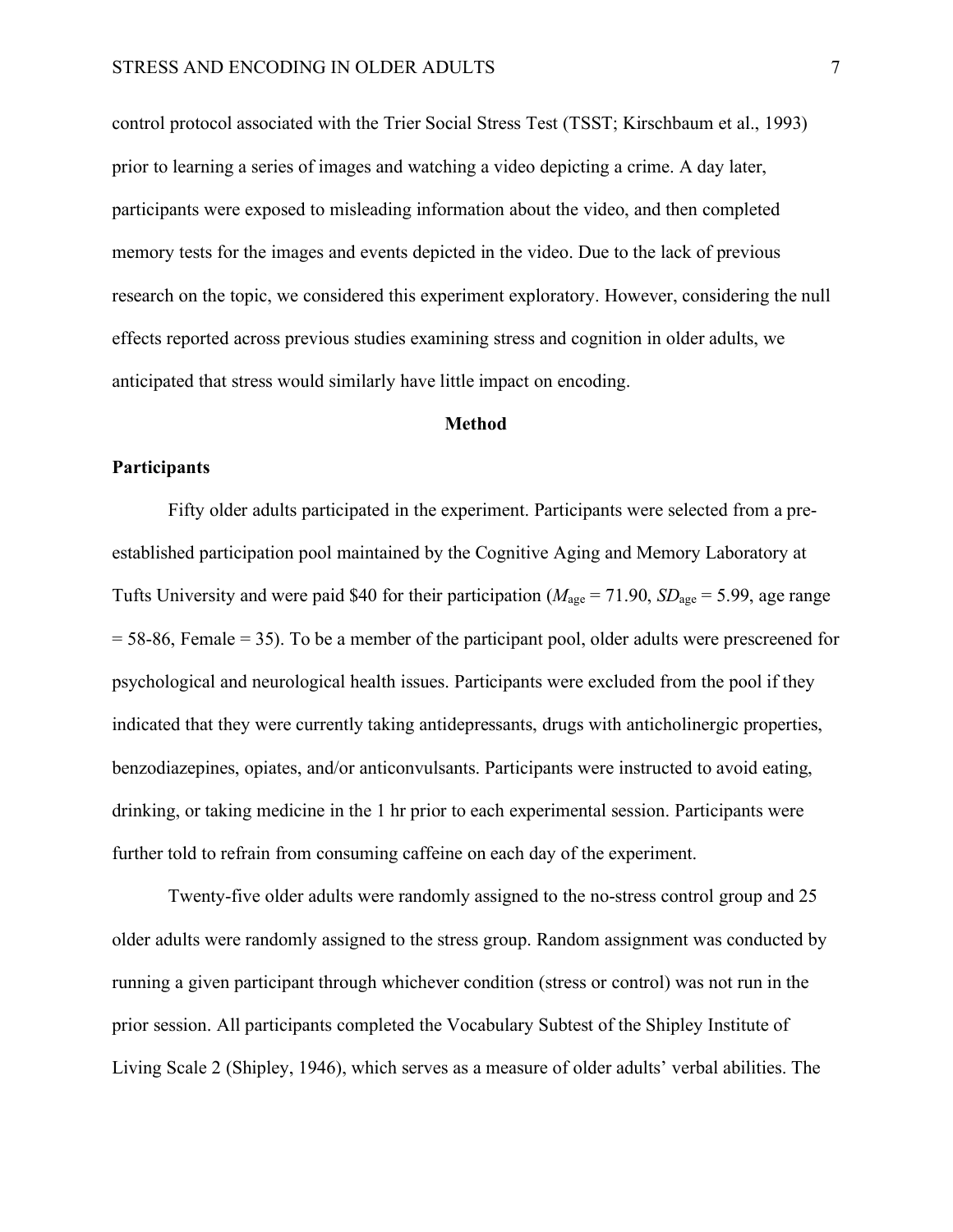control protocol associated with the Trier Social Stress Test (TSST; Kirschbaum et al., 1993) prior to learning a series of images and watching a video depicting a crime. A day later, participants were exposed to misleading information about the video, and then completed memory tests for the images and events depicted in the video. Due to the lack of previous research on the topic, we considered this experiment exploratory. However, considering the null effects reported across previous studies examining stress and cognition in older adults, we anticipated that stress would similarly have little impact on encoding.

## Method

### Participants

Fifty older adults participated in the experiment. Participants were selected from a pre-established participation pool maintained by the Cognitive Aging and Memory Laboratory at Tufts University and were paid $40 for their participation ($M_{\text{age}}$ = 71.90, $SD_{\text{age}}$ = 5.99, age range = 58-86, Female = 35). To be a member of the participant pool, older adults were prescreened for psychological and neurological health issues. Participants were excluded from the pool if they indicated that they were currently taking antidepressants, drugs with anticholinergic properties, benzodiazepines, opiates, and/or anticonvulsants. Participants were instructed to avoid eating, drinking, or taking medicine in the 1 hr prior to each experimental session. Participants were further told to refrain from consuming caffeine on each day of the experiment.

Twenty-five older adults were randomly assigned to the no-stress control group and 25 older adults were randomly assigned to the stress group. Random assignment was conducted by running a given participant through whichever condition (stress or control) was not run in the prior session. All participants completed the Vocabulary Subtest of the Shipley Institute of Living Scale 2 (Shipley, 1946), which serves as a measure of older adults' verbal abilities. The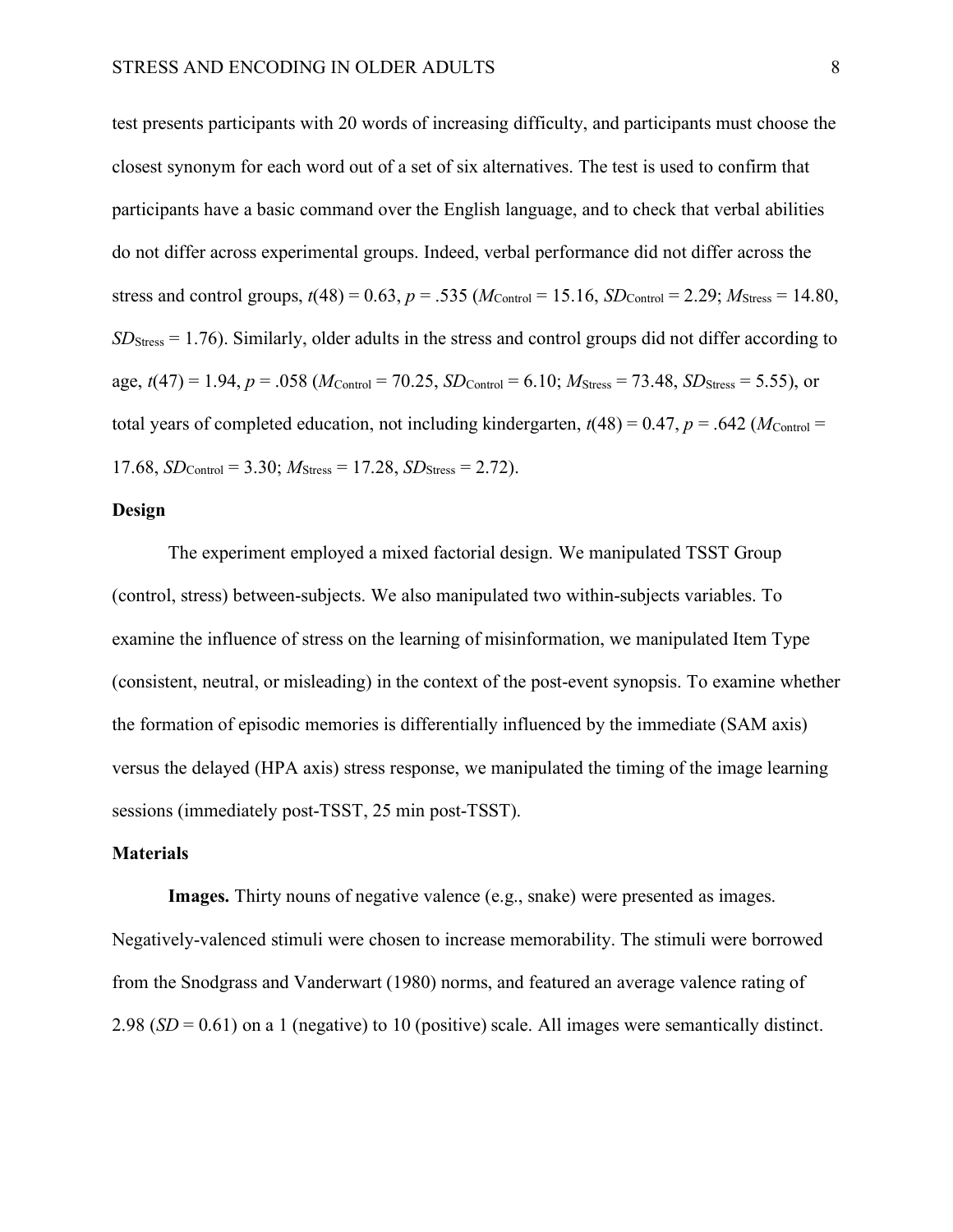test presents participants with 20 words of increasing difficulty, and participants must choose the closest synonym for each word out of a set of six alternatives. The test is used to confirm that participants have a basic command over the English language, and to check that verbal abilities do not differ across experimental groups. Indeed, verbal performance did not differ across the stress and control groups, $t(48) = 0.63$, $p = .535$ ($M_{\text{Control}} = 15.16$, $SD_{\text{Control}} = 2.29$; $M_{\text{Stress}} = 14.80$, $SD_{\text{Stress}} = 1.76$). Similarly, older adults in the stress and control groups did not differ according to age, $t(47) = 1.94$, $p = .058$ ($M_{\text{Control}} = 70.25$, $SD_{\text{Control}} = 6.10$; $M_{\text{Stress}} = 73.48$, $SD_{\text{Stress}} = 5.55$), or total years of completed education, not including kindergarten, $t(48) = 0.47$, $p = .642$ ($M_{\text{Control}} = 17.68$, $SD_{\text{Control}} = 3.30$; $M_{\text{Stress}} = 17.28$, $SD_{\text{Stress}} = 2.72$).

## Design

The experiment employed a mixed factorial design. We manipulated TSST Group (control, stress) between-subjects. We also manipulated two within-subjects variables. To examine the influence of stress on the learning of misinformation, we manipulated Item Type (consistent, neutral, or misleading) in the context of the post-event synopsis. To examine whether the formation of episodic memories is differentially influenced by the immediate (SAM axis) versus the delayed (HPA axis) stress response, we manipulated the timing of the image learning sessions (immediately post-TSST, 25 min post-TSST).

## Materials

**Images.** Thirty nouns of negative valence (e.g., snake) were presented as images. Negatively-valenced stimuli were chosen to increase memorability. The stimuli were borrowed from the Snodgrass and Vanderwart (1980) norms, and featured an average valence rating of 2.98 ($SD = 0.61$) on a 1 (negative) to 10 (positive) scale. All images were semantically distinct.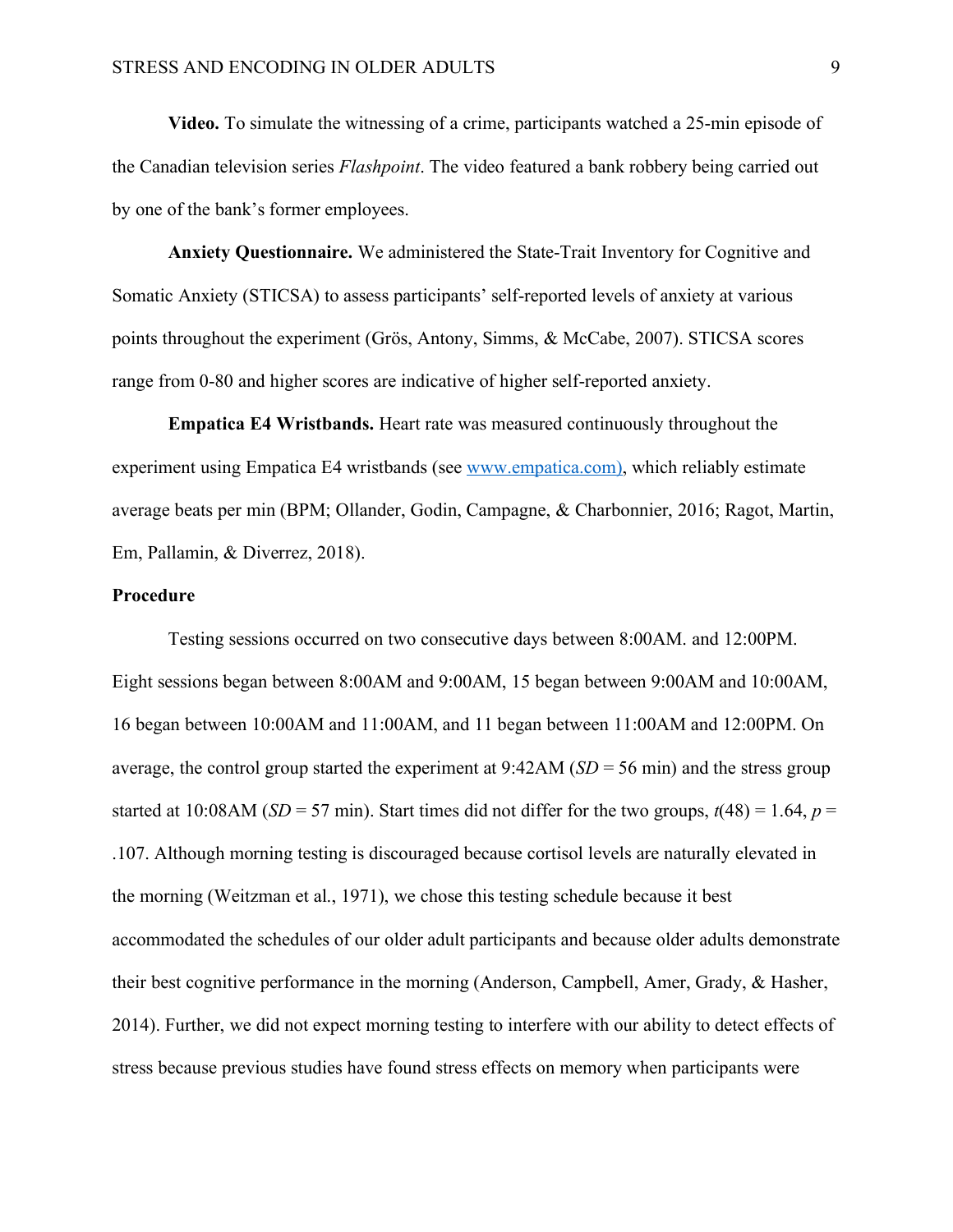**Video.** To simulate the witnessing of a crime, participants watched a 25-min episode of the Canadian television series *Flashpoint*. The video featured a bank robbery being carried out by one of the bank's former employees.

**Anxiety Questionnaire.** We administered the State-Trait Inventory for Cognitive and Somatic Anxiety (STICSA) to assess participants' self-reported levels of anxiety at various points throughout the experiment (Grös, Antony, Simms, & McCabe, 2007). STICSA scores range from 0-80 and higher scores are indicative of higher self-reported anxiety.

**Empatica E4 Wristbands.** Heart rate was measured continuously throughout the experiment using Empatica E4 wristbands (see www.empatica.com), which reliably estimate average beats per min (BPM; Ollander, Godin, Campagne, & Charbonnier, 2016; Ragot, Martin, Em, Pallamin, & Diverrez, 2018).

## Procedure

Testing sessions occurred on two consecutive days between 8:00AM. and 12:00PM. Eight sessions began between 8:00AM and 9:00AM, 15 began between 9:00AM and 10:00AM, 16 began between 10:00AM and 11:00AM, and 11 began between 11:00AM and 12:00PM. On average, the control group started the experiment at 9:42AM (*SD* = 56 min) and the stress group started at 10:08AM (*SD* = 57 min). Start times did not differ for the two groups, $t(48) = 1.64$, $p = .107$. Although morning testing is discouraged because cortisol levels are naturally elevated in the morning (Weitzman et al., 1971), we chose this testing schedule because it best accommodated the schedules of our older adult participants and because older adults demonstrate their best cognitive performance in the morning (Anderson, Campbell, Amer, Grady, & Hasher, 2014). Further, we did not expect morning testing to interfere with our ability to detect effects of stress because previous studies have found stress effects on memory when participants were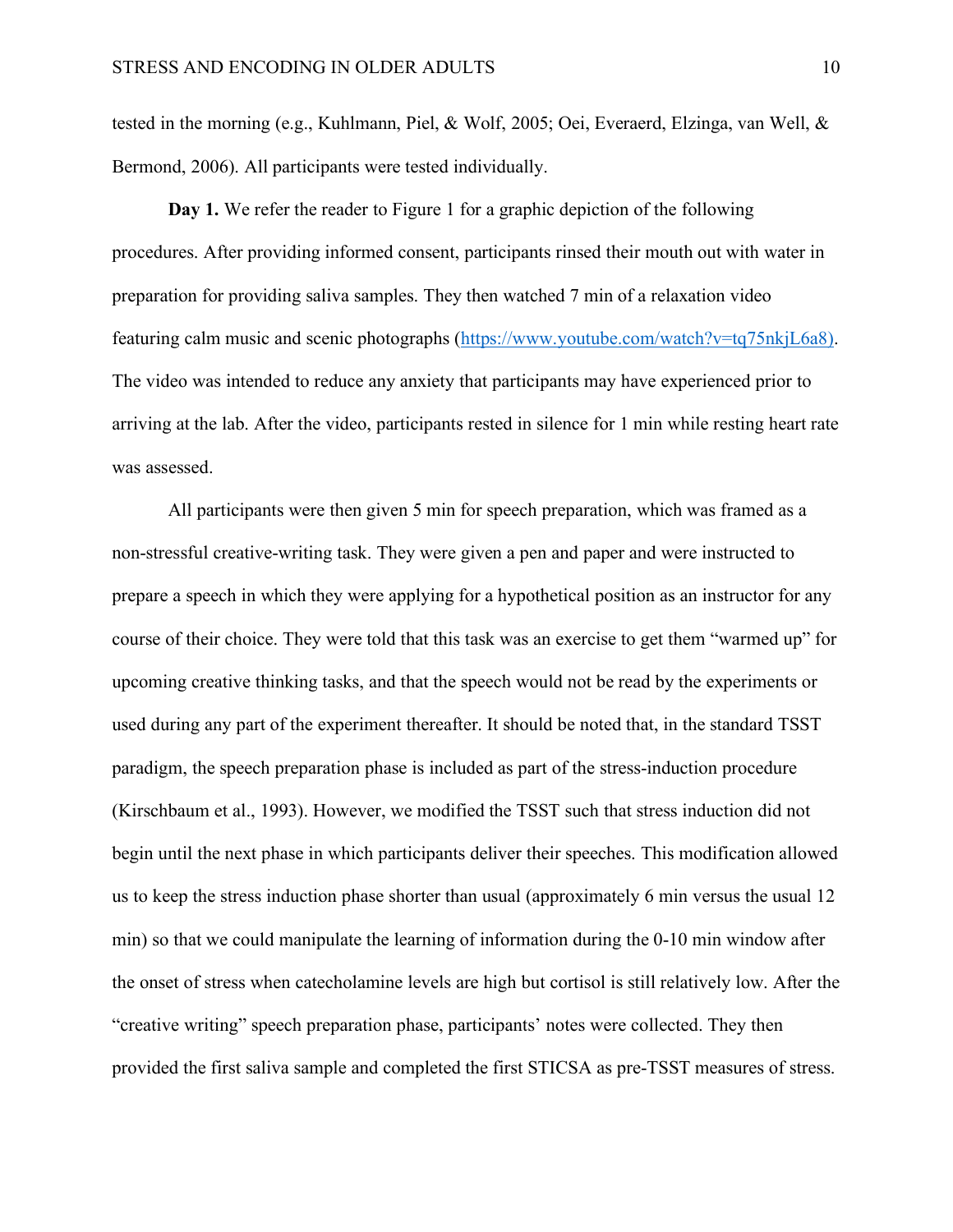tested in the morning (e.g., Kuhlmann, Piel, & Wolf, 2005; Oei, Everaerd, Elzinga, van Well, & Bermond, 2006). All participants were tested individually.

**Day 1.** We refer the reader to Figure 1 for a graphic depiction of the following procedures. After providing informed consent, participants rinsed their mouth out with water in preparation for providing saliva samples. They then watched 7 min of a relaxation video featuring calm music and scenic photographs (https://www.youtube.com/watch?v=tq75nkjL6a8). The video was intended to reduce any anxiety that participants may have experienced prior to arriving at the lab. After the video, participants rested in silence for 1 min while resting heart rate was assessed.

All participants were then given 5 min for speech preparation, which was framed as a non-stressful creative-writing task. They were given a pen and paper and were instructed to prepare a speech in which they were applying for a hypothetical position as an instructor for any course of their choice. They were told that this task was an exercise to get them "warmed up" for upcoming creative thinking tasks, and that the speech would not be read by the experiments or used during any part of the experiment thereafter. It should be noted that, in the standard TSST paradigm, the speech preparation phase is included as part of the stress-induction procedure (Kirschbaum et al., 1993). However, we modified the TSST such that stress induction did not begin until the next phase in which participants deliver their speeches. This modification allowed us to keep the stress induction phase shorter than usual (approximately 6 min versus the usual 12 min) so that we could manipulate the learning of information during the 0-10 min window after the onset of stress when catecholamine levels are high but cortisol is still relatively low. After the "creative writing" speech preparation phase, participants' notes were collected. They then provided the first saliva sample and completed the first STICSA as pre-TSST measures of stress.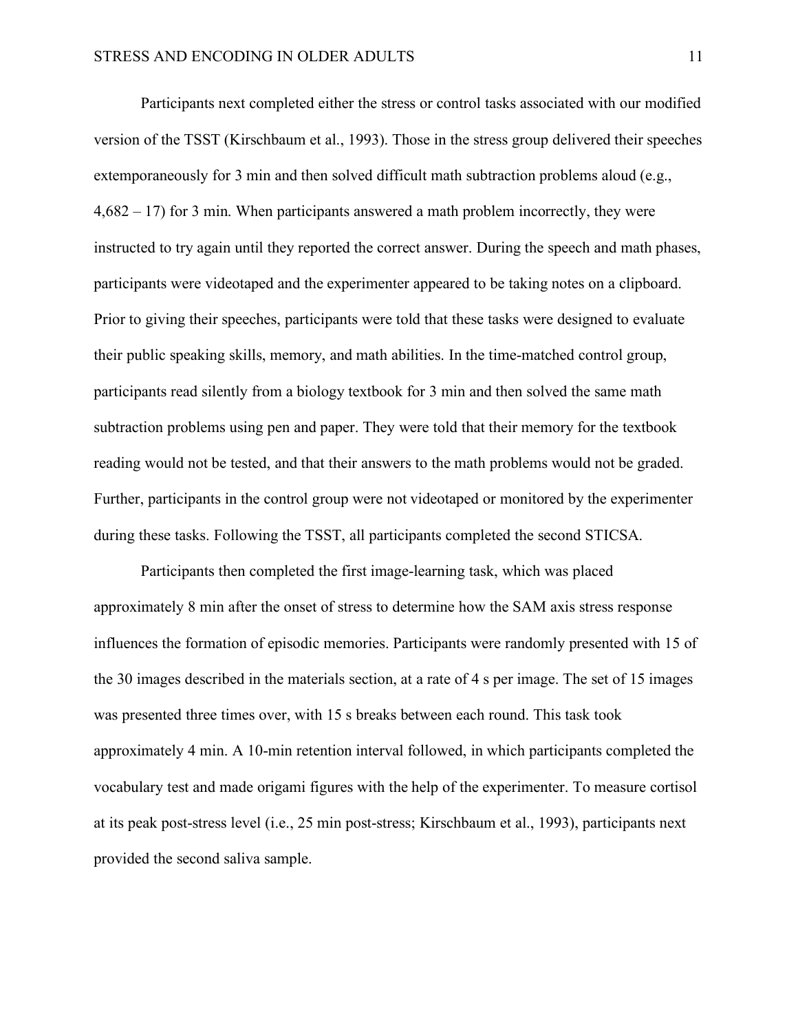Participants next completed either the stress or control tasks associated with our modified version of the TSST (Kirschbaum et al., 1993). Those in the stress group delivered their speeches extemporaneously for 3 min and then solved difficult math subtraction problems aloud (e.g., 4,682 – 17) for 3 min. When participants answered a math problem incorrectly, they were instructed to try again until they reported the correct answer. During the speech and math phases, participants were videotaped and the experimenter appeared to be taking notes on a clipboard. Prior to giving their speeches, participants were told that these tasks were designed to evaluate their public speaking skills, memory, and math abilities. In the time-matched control group, participants read silently from a biology textbook for 3 min and then solved the same math subtraction problems using pen and paper. They were told that their memory for the textbook reading would not be tested, and that their answers to the math problems would not be graded. Further, participants in the control group were not videotaped or monitored by the experimenter during these tasks. Following the TSST, all participants completed the second STICSA.

Participants then completed the first image-learning task, which was placed approximately 8 min after the onset of stress to determine how the SAM axis stress response influences the formation of episodic memories. Participants were randomly presented with 15 of the 30 images described in the materials section, at a rate of 4 s per image. The set of 15 images was presented three times over, with 15 s breaks between each round. This task took approximately 4 min. A 10-min retention interval followed, in which participants completed the vocabulary test and made origami figures with the help of the experimenter. To measure cortisol at its peak post-stress level (i.e., 25 min post-stress; Kirschbaum et al., 1993), participants next provided the second saliva sample.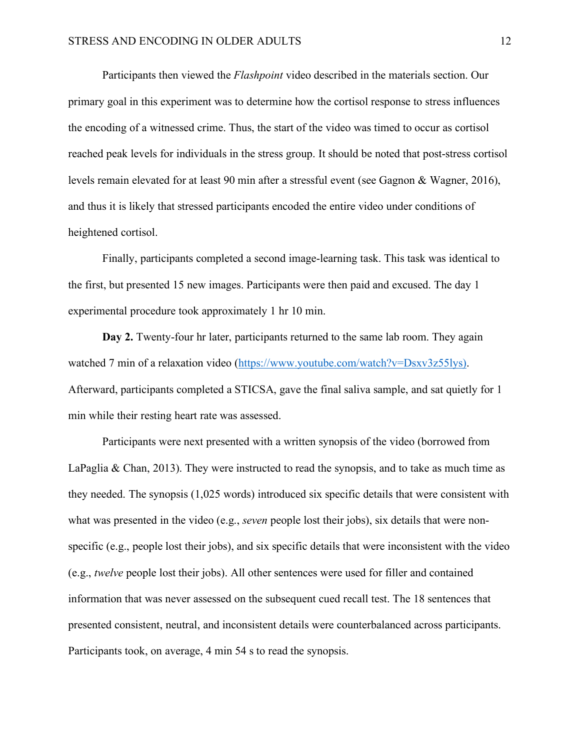Participants then viewed the *Flashpoint* video described in the materials section. Our primary goal in this experiment was to determine how the cortisol response to stress influences the encoding of a witnessed crime. Thus, the start of the video was timed to occur as cortisol reached peak levels for individuals in the stress group. It should be noted that post-stress cortisol levels remain elevated for at least 90 min after a stressful event (see Gagnon & Wagner, 2016), and thus it is likely that stressed participants encoded the entire video under conditions of heightened cortisol.

Finally, participants completed a second image-learning task. This task was identical to the first, but presented 15 new images. Participants were then paid and excused. The day 1 experimental procedure took approximately 1 hr 10 min.

**Day 2.** Twenty-four hr later, participants returned to the same lab room. They again watched 7 min of a relaxation video (https://www.youtube.com/watch?v=Dsxv3z55lys). Afterward, participants completed a STICSA, gave the final saliva sample, and sat quietly for 1 min while their resting heart rate was assessed.

Participants were next presented with a written synopsis of the video (borrowed from LaPaglia & Chan, 2013). They were instructed to read the synopsis, and to take as much time as they needed. The synopsis (1,025 words) introduced six specific details that were consistent with what was presented in the video (e.g., *seven* people lost their jobs), six details that were non-specific (e.g., people lost their jobs), and six specific details that were inconsistent with the video (e.g., *twelve* people lost their jobs). All other sentences were used for filler and contained information that was never assessed on the subsequent cued recall test. The 18 sentences that presented consistent, neutral, and inconsistent details were counterbalanced across participants. Participants took, on average, 4 min 54 s to read the synopsis.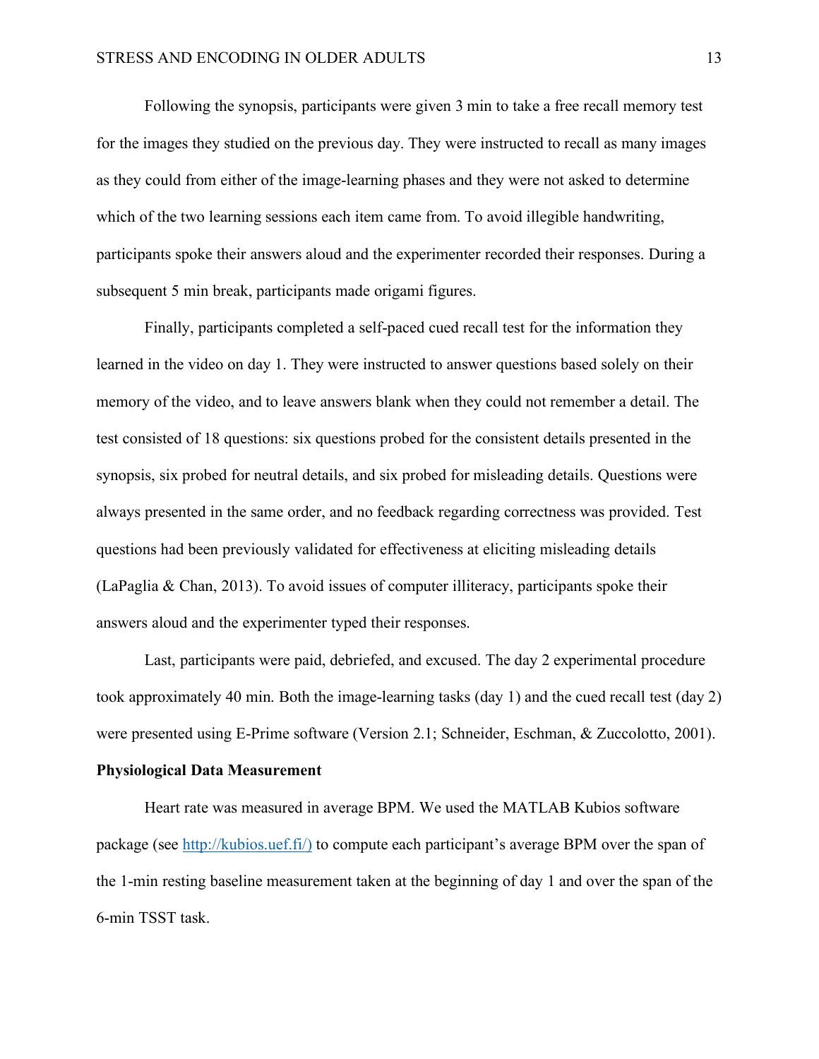Following the synopsis, participants were given 3 min to take a free recall memory test for the images they studied on the previous day. They were instructed to recall as many images as they could from either of the image-learning phases and they were not asked to determine which of the two learning sessions each item came from. To avoid illegible handwriting, participants spoke their answers aloud and the experimenter recorded their responses. During a subsequent 5 min break, participants made origami figures.

Finally, participants completed a self-paced cued recall test for the information they learned in the video on day 1. They were instructed to answer questions based solely on their memory of the video, and to leave answers blank when they could not remember a detail. The test consisted of 18 questions: six questions probed for the consistent details presented in the synopsis, six probed for neutral details, and six probed for misleading details. Questions were always presented in the same order, and no feedback regarding correctness was provided. Test questions had been previously validated for effectiveness at eliciting misleading details (LaPaglia & Chan, 2013). To avoid issues of computer illiteracy, participants spoke their answers aloud and the experimenter typed their responses.

Last, participants were paid, debriefed, and excused. The day 2 experimental procedure took approximately 40 min. Both the image-learning tasks (day 1) and the cued recall test (day 2) were presented using E-Prime software (Version 2.1; Schneider, Eschman, & Zuccolotto, 2001).

**Physiological Data Measurement**

Heart rate was measured in average BPM. We used the MATLAB Kubios software package (see http://kubios.uef.fi/) to compute each participant's average BPM over the span of the 1-min resting baseline measurement taken at the beginning of day 1 and over the span of the 6-min TSST task.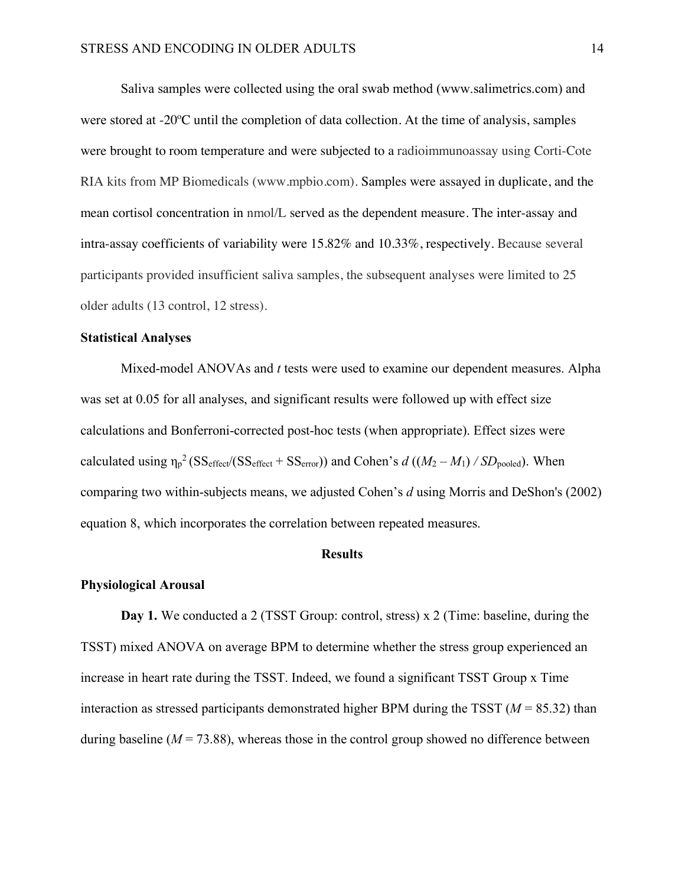Saliva samples were collected using the oral swab method (www.salimetrics.com) and were stored at -20ºC until the completion of data collection. At the time of analysis, samples were brought to room temperature and were subjected to a radioimmunoassay using Corti-Cote RIA kits from MP Biomedicals (www.mpbio.com). Samples were assayed in duplicate, and the mean cortisol concentration in nmol/L served as the dependent measure. The inter-assay and intra-assay coefficients of variability were 15.82% and 10.33%, respectively. Because several participants provided insufficient saliva samples, the subsequent analyses were limited to 25 older adults (13 control, 12 stress).

### Statistical Analyses

Mixed-model ANOVAs and *t* tests were used to examine our dependent measures. Alpha was set at 0.05 for all analyses, and significant results were followed up with effect size calculations and Bonferroni-corrected post-hoc tests (when appropriate). Effect sizes were calculated using $\eta_p^2$ ($SS_{effect}/(SS_{effect} + SS_{error})$) and Cohen's *d* ($(M_2 - M_1) / SD_{pooled}$). When comparing two within-subjects means, we adjusted Cohen's *d* using Morris and DeShon's (2002) equation 8, which incorporates the correlation between repeated measures.

## Results

### Physiological Arousal

**Day 1.** We conducted a 2 (TSST Group: control, stress) x 2 (Time: baseline, during the TSST) mixed ANOVA on average BPM to determine whether the stress group experienced an increase in heart rate during the TSST. Indeed, we found a significant TSST Group x Time interaction as stressed participants demonstrated higher BPM during the TSST ($M$ = 85.32) than during baseline ($M$ = 73.88), whereas those in the control group showed no difference between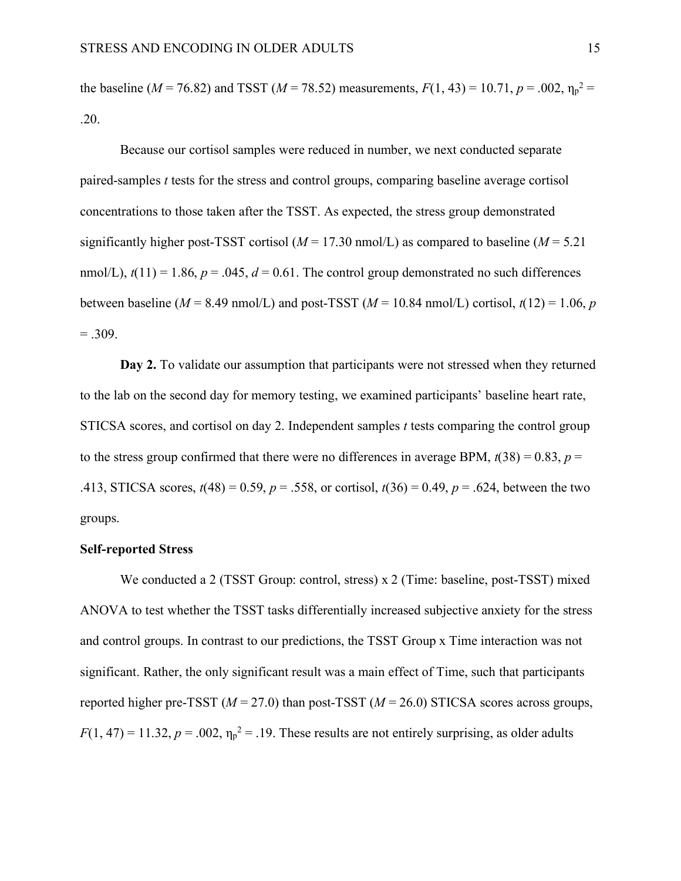the baseline ($M$ = 76.82) and TSST ($M$ = 78.52) measurements, $F(1, 43) = 10.71$, $p = .002$, $\eta_p^2 = .20$.

Because our cortisol samples were reduced in number, we next conducted separate paired-samples $t$ tests for the stress and control groups, comparing baseline average cortisol concentrations to those taken after the TSST. As expected, the stress group demonstrated significantly higher post-TSST cortisol ($M$ = 17.30 nmol/L) as compared to baseline ($M$ = 5.21 nmol/L), $t(11) = 1.86$, $p = .045$, $d = 0.61$. The control group demonstrated no such differences between baseline ($M$ = 8.49 nmol/L) and post-TSST ($M$ = 10.84 nmol/L) cortisol, $t(12) = 1.06$, $p = .309$.

**Day 2.** To validate our assumption that participants were not stressed when they returned to the lab on the second day for memory testing, we examined participants' baseline heart rate, STICSA scores, and cortisol on day 2. Independent samples $t$ tests comparing the control group to the stress group confirmed that there were no differences in average BPM, $t(38) = 0.83$, $p = .413$, STICSA scores, $t(48) = 0.59$, $p = .558$, or cortisol, $t(36) = 0.49$, $p = .624$, between the two groups.

**Self-reported Stress**

We conducted a 2 (TSST Group: control, stress) x 2 (Time: baseline, post-TSST) mixed ANOVA to test whether the TSST tasks differentially increased subjective anxiety for the stress and control groups. In contrast to our predictions, the TSST Group x Time interaction was not significant. Rather, the only significant result was a main effect of Time, such that participants reported higher pre-TSST ($M$ = 27.0) than post-TSST ($M$ = 26.0) STICSA scores across groups, $F(1, 47) = 11.32$, $p = .002$, $\eta_p^2 = .19$. These results are not entirely surprising, as older adults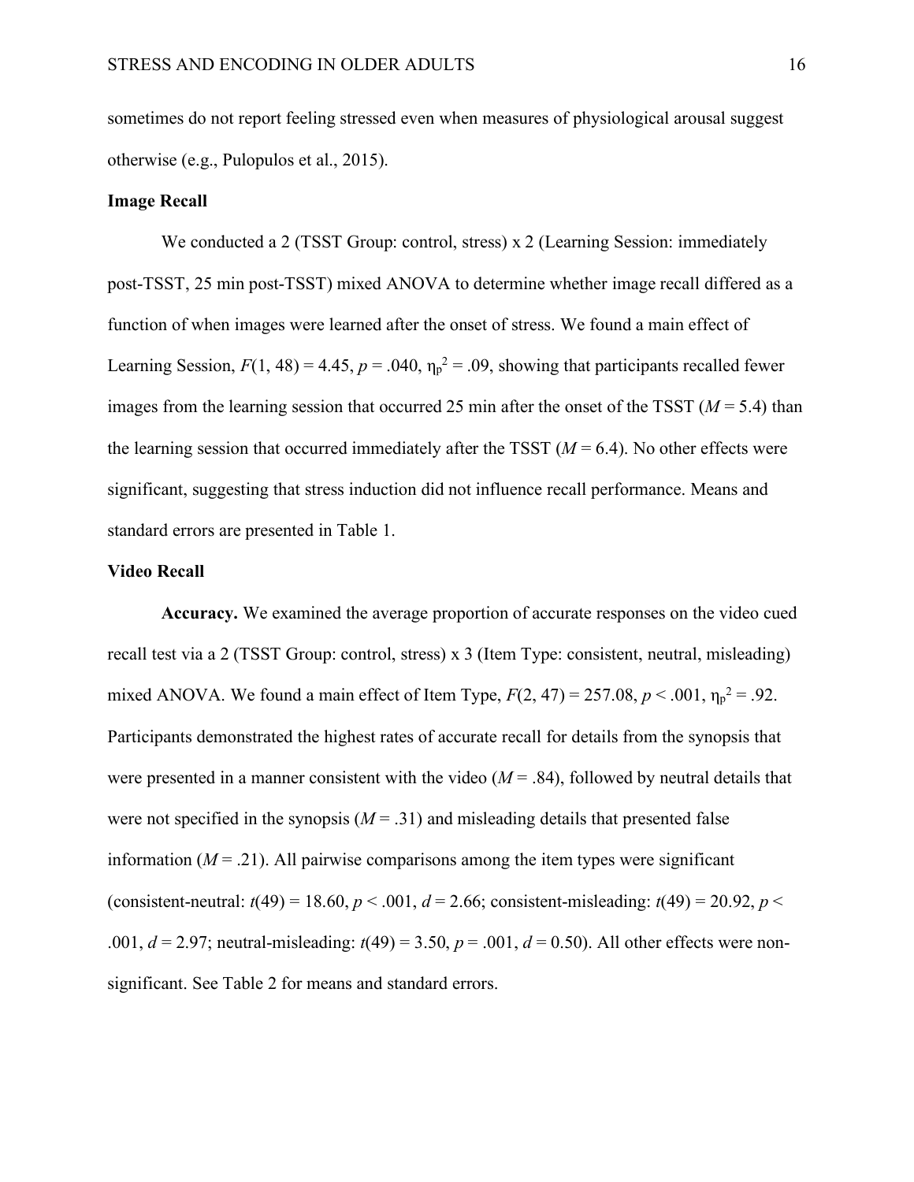sometimes do not report feeling stressed even when measures of physiological arousal suggest otherwise (e.g., Pulopulos et al., 2015).

## Image Recall

We conducted a 2 (TSST Group: control, stress) x 2 (Learning Session: immediately post-TSST, 25 min post-TSST) mixed ANOVA to determine whether image recall differed as a function of when images were learned after the onset of stress. We found a main effect of Learning Session, $F(1, 48) = 4.45$, $p = .040$, $\eta_p^2 = .09$, showing that participants recalled fewer images from the learning session that occurred 25 min after the onset of the TSST ($M = 5.4$) than the learning session that occurred immediately after the TSST ($M = 6.4$). No other effects were significant, suggesting that stress induction did not influence recall performance. Means and standard errors are presented in Table 1.

## Video Recall

**Accuracy.** We examined the average proportion of accurate responses on the video cued recall test via a 2 (TSST Group: control, stress) x 3 (Item Type: consistent, neutral, misleading) mixed ANOVA. We found a main effect of Item Type, $F(2, 47) = 257.08$, $p < .001$, $\eta_p^2 = .92$. Participants demonstrated the highest rates of accurate recall for details from the synopsis that were presented in a manner consistent with the video ($M = .84$), followed by neutral details that were not specified in the synopsis ($M = .31$) and misleading details that presented false information ($M = .21$). All pairwise comparisons among the item types were significant (consistent-neutral: $t(49) = 18.60$, $p < .001$, $d = 2.66$; consistent-misleading: $t(49) = 20.92$, $p < .001$, $d = 2.97$; neutral-misleading: $t(49) = 3.50$, $p = .001$, $d = 0.50$). All other effects were non-significant. See Table 2 for means and standard errors.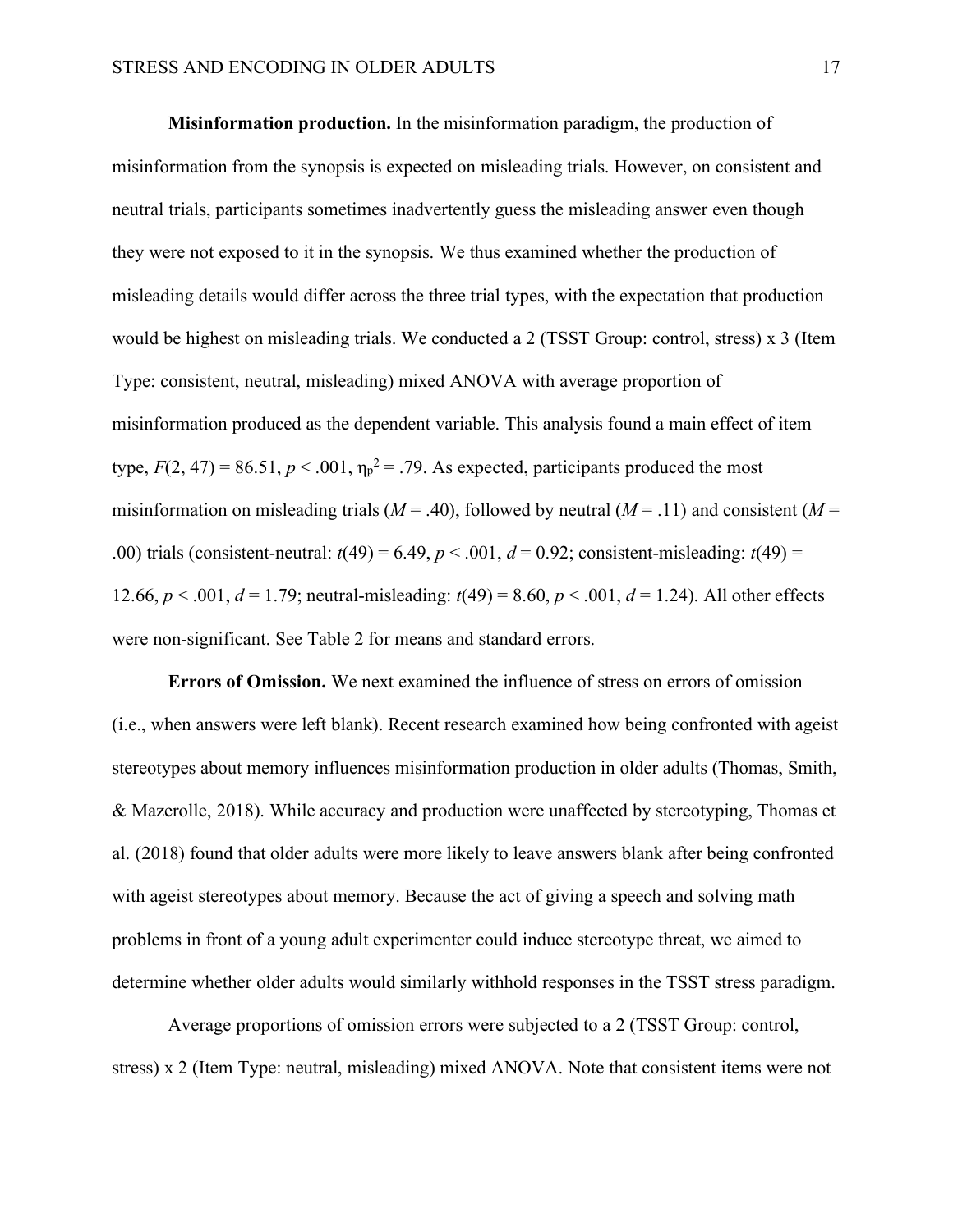**Misinformation production.** In the misinformation paradigm, the production of misinformation from the synopsis is expected on misleading trials. However, on consistent and neutral trials, participants sometimes inadvertently guess the misleading answer even though they were not exposed to it in the synopsis. We thus examined whether the production of misleading details would differ across the three trial types, with the expectation that production would be highest on misleading trials. We conducted a 2 (TSST Group: control, stress) x 3 (Item Type: consistent, neutral, misleading) mixed ANOVA with average proportion of misinformation produced as the dependent variable. This analysis found a main effect of item type, $F(2, 47) = 86.51$, $p < .001$, $\eta_p^2 = .79$. As expected, participants produced the most misinformation on misleading trials ($M = .40$), followed by neutral ($M = .11$) and consistent ($M = .00$) trials (consistent-neutral: $t(49) = 6.49$, $p < .001$, $d = 0.92$; consistent-misleading: $t(49) = 12.66$, $p < .001$, $d = 1.79$; neutral-misleading: $t(49) = 8.60$, $p < .001$, $d = 1.24$). All other effects were non-significant. See Table 2 for means and standard errors.

**Errors of Omission.** We next examined the influence of stress on errors of omission (i.e., when answers were left blank). Recent research examined how being confronted with ageist stereotypes about memory influences misinformation production in older adults (Thomas, Smith, & Mazerolle, 2018). While accuracy and production were unaffected by stereotyping, Thomas et al. (2018) found that older adults were more likely to leave answers blank after being confronted with ageist stereotypes about memory. Because the act of giving a speech and solving math problems in front of a young adult experimenter could induce stereotype threat, we aimed to determine whether older adults would similarly withhold responses in the TSST stress paradigm.

Average proportions of omission errors were subjected to a 2 (TSST Group: control, stress) x 2 (Item Type: neutral, misleading) mixed ANOVA. Note that consistent items were not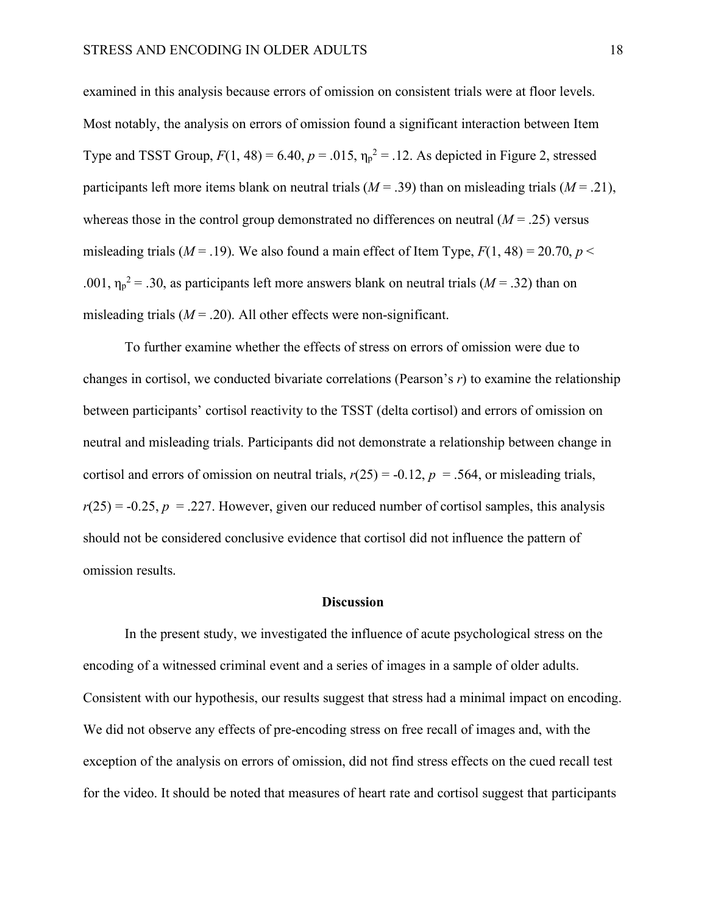examined in this analysis because errors of omission on consistent trials were at floor levels. Most notably, the analysis on errors of omission found a significant interaction between Item Type and TSST Group, $F(1, 48) = 6.40$, $p = .015$, $\eta_p^2 = .12$. As depicted in Figure 2, stressed participants left more items blank on neutral trials ($M = .39$) than on misleading trials ($M = .21$), whereas those in the control group demonstrated no differences on neutral ($M = .25$) versus misleading trials ($M = .19$). We also found a main effect of Item Type, $F(1, 48) = 20.70$, $p < .001$, $\eta_p^2 = .30$, as participants left more answers blank on neutral trials ($M = .32$) than on misleading trials ($M = .20$). All other effects were non-significant.

To further examine whether the effects of stress on errors of omission were due to changes in cortisol, we conducted bivariate correlations (Pearson's $r$) to examine the relationship between participants' cortisol reactivity to the TSST (delta cortisol) and errors of omission on neutral and misleading trials. Participants did not demonstrate a relationship between change in cortisol and errors of omission on neutral trials, $r(25) = -0.12$, $p = .564$, or misleading trials, $r(25) = -0.25$, $p = .227$. However, given our reduced number of cortisol samples, this analysis should not be considered conclusive evidence that cortisol did not influence the pattern of omission results.

## Discussion

In the present study, we investigated the influence of acute psychological stress on the encoding of a witnessed criminal event and a series of images in a sample of older adults. Consistent with our hypothesis, our results suggest that stress had a minimal impact on encoding. We did not observe any effects of pre-encoding stress on free recall of images and, with the exception of the analysis on errors of omission, did not find stress effects on the cued recall test for the video. It should be noted that measures of heart rate and cortisol suggest that participants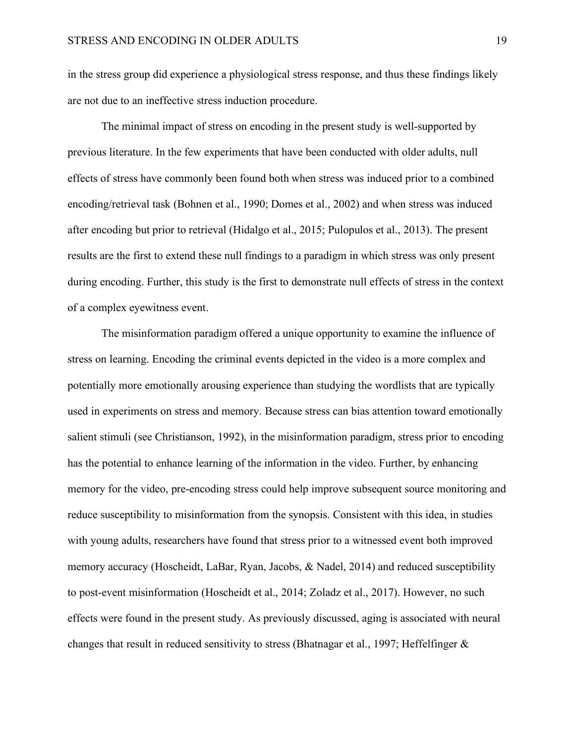in the stress group did experience a physiological stress response, and thus these findings likely are not due to an ineffective stress induction procedure.

The minimal impact of stress on encoding in the present study is well-supported by previous literature. In the few experiments that have been conducted with older adults, null effects of stress have commonly been found both when stress was induced prior to a combined encoding/retrieval task (Bohnen et al., 1990; Domes et al., 2002) and when stress was induced after encoding but prior to retrieval (Hidalgo et al., 2015; Pulopulos et al., 2013). The present results are the first to extend these null findings to a paradigm in which stress was only present during encoding. Further, this study is the first to demonstrate null effects of stress in the context of a complex eyewitness event.

The misinformation paradigm offered a unique opportunity to examine the influence of stress on learning. Encoding the criminal events depicted in the video is a more complex and potentially more emotionally arousing experience than studying the wordlists that are typically used in experiments on stress and memory. Because stress can bias attention toward emotionally salient stimuli (see Christianson, 1992), in the misinformation paradigm, stress prior to encoding has the potential to enhance learning of the information in the video. Further, by enhancing memory for the video, pre-encoding stress could help improve subsequent source monitoring and reduce susceptibility to misinformation from the synopsis. Consistent with this idea, in studies with young adults, researchers have found that stress prior to a witnessed event both improved memory accuracy (Hoscheidt, LaBar, Ryan, Jacobs, & Nadel, 2014) and reduced susceptibility to post-event misinformation (Hoscheidt et al., 2014; Zoladz et al., 2017). However, no such effects were found in the present study. As previously discussed, aging is associated with neural changes that result in reduced sensitivity to stress (Bhatnagar et al., 1997; Heffelfinger &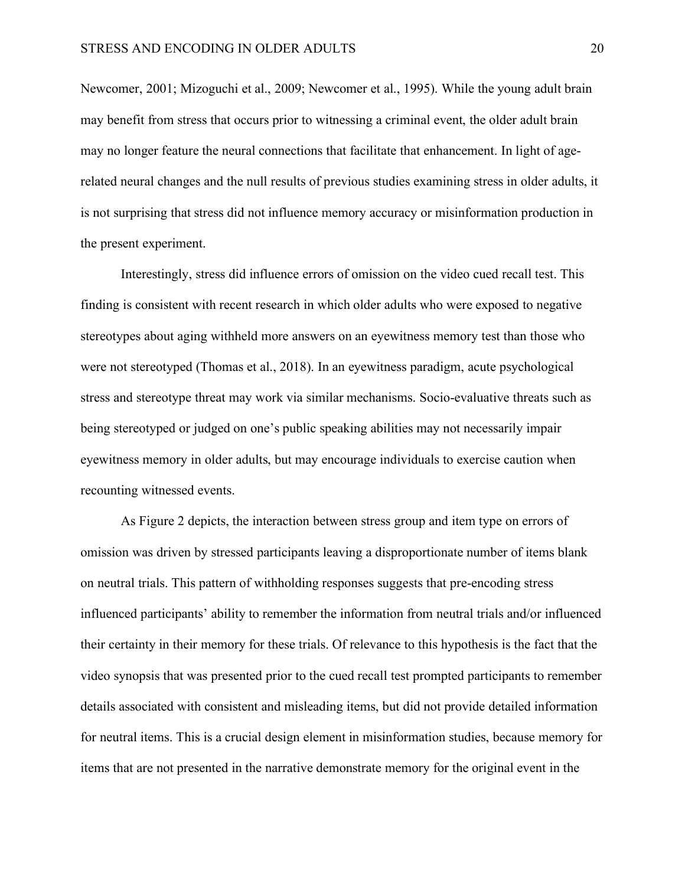Newcomer, 2001; Mizoguchi et al., 2009; Newcomer et al., 1995). While the young adult brain may benefit from stress that occurs prior to witnessing a criminal event, the older adult brain may no longer feature the neural connections that facilitate that enhancement. In light of age-related neural changes and the null results of previous studies examining stress in older adults, it is not surprising that stress did not influence memory accuracy or misinformation production in the present experiment.

Interestingly, stress did influence errors of omission on the video cued recall test. This finding is consistent with recent research in which older adults who were exposed to negative stereotypes about aging withheld more answers on an eyewitness memory test than those who were not stereotyped (Thomas et al., 2018). In an eyewitness paradigm, acute psychological stress and stereotype threat may work via similar mechanisms. Socio-evaluative threats such as being stereotyped or judged on one's public speaking abilities may not necessarily impair eyewitness memory in older adults, but may encourage individuals to exercise caution when recounting witnessed events.

As Figure 2 depicts, the interaction between stress group and item type on errors of omission was driven by stressed participants leaving a disproportionate number of items blank on neutral trials. This pattern of withholding responses suggests that pre-encoding stress influenced participants' ability to remember the information from neutral trials and/or influenced their certainty in their memory for these trials. Of relevance to this hypothesis is the fact that the video synopsis that was presented prior to the cued recall test prompted participants to remember details associated with consistent and misleading items, but did not provide detailed information for neutral items. This is a crucial design element in misinformation studies, because memory for items that are not presented in the narrative demonstrate memory for the original event in the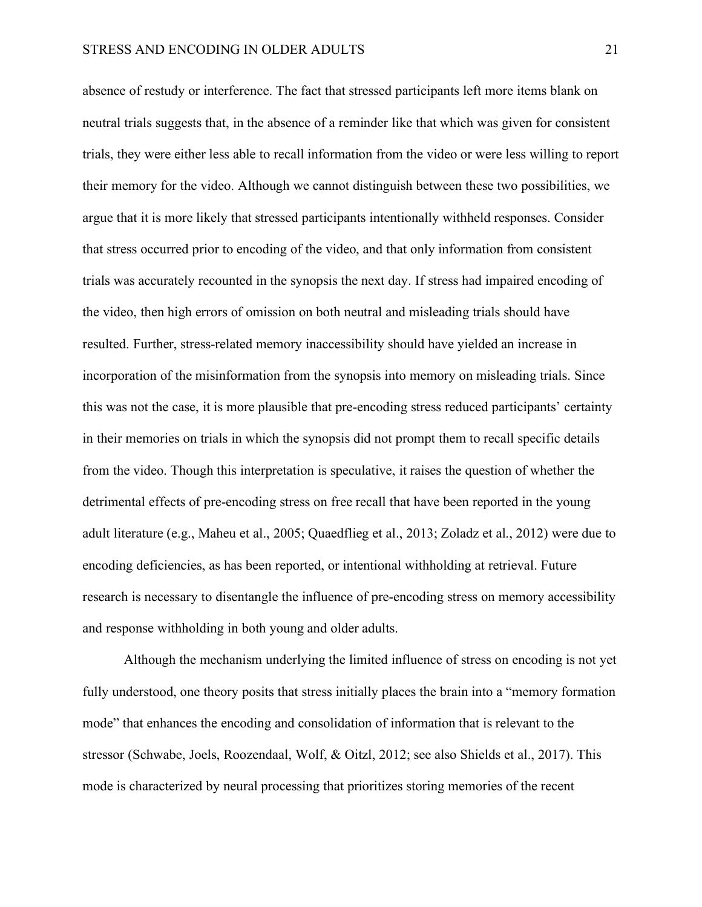absence of restudy or interference. The fact that stressed participants left more items blank on neutral trials suggests that, in the absence of a reminder like that which was given for consistent trials, they were either less able to recall information from the video or were less willing to report their memory for the video. Although we cannot distinguish between these two possibilities, we argue that it is more likely that stressed participants intentionally withheld responses. Consider that stress occurred prior to encoding of the video, and that only information from consistent trials was accurately recounted in the synopsis the next day. If stress had impaired encoding of the video, then high errors of omission on both neutral and misleading trials should have resulted. Further, stress-related memory inaccessibility should have yielded an increase in incorporation of the misinformation from the synopsis into memory on misleading trials. Since this was not the case, it is more plausible that pre-encoding stress reduced participants' certainty in their memories on trials in which the synopsis did not prompt them to recall specific details from the video. Though this interpretation is speculative, it raises the question of whether the detrimental effects of pre-encoding stress on free recall that have been reported in the young adult literature (e.g., Maheu et al., 2005; Quaedflieg et al., 2013; Zoladz et al., 2012) were due to encoding deficiencies, as has been reported, or intentional withholding at retrieval. Future research is necessary to disentangle the influence of pre-encoding stress on memory accessibility and response withholding in both young and older adults.

Although the mechanism underlying the limited influence of stress on encoding is not yet fully understood, one theory posits that stress initially places the brain into a "memory formation mode" that enhances the encoding and consolidation of information that is relevant to the stressor (Schwabe, Joels, Roozendaal, Wolf, & Oitzl, 2012; see also Shields et al., 2017). This mode is characterized by neural processing that prioritizes storing memories of the recent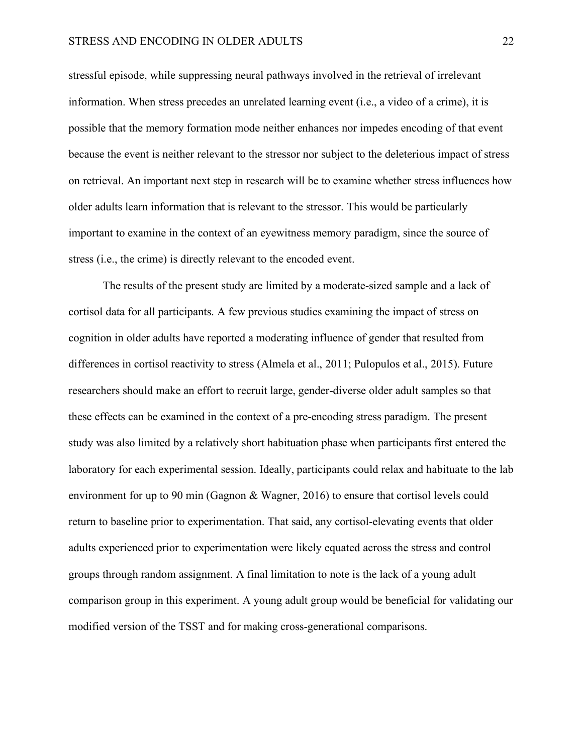stressful episode, while suppressing neural pathways involved in the retrieval of irrelevant information. When stress precedes an unrelated learning event (i.e., a video of a crime), it is possible that the memory formation mode neither enhances nor impedes encoding of that event because the event is neither relevant to the stressor nor subject to the deleterious impact of stress on retrieval. An important next step in research will be to examine whether stress influences how older adults learn information that is relevant to the stressor. This would be particularly important to examine in the context of an eyewitness memory paradigm, since the source of stress (i.e., the crime) is directly relevant to the encoded event.

The results of the present study are limited by a moderate-sized sample and a lack of cortisol data for all participants. A few previous studies examining the impact of stress on cognition in older adults have reported a moderating influence of gender that resulted from differences in cortisol reactivity to stress (Almela et al., 2011; Pulopulos et al., 2015). Future researchers should make an effort to recruit large, gender-diverse older adult samples so that these effects can be examined in the context of a pre-encoding stress paradigm. The present study was also limited by a relatively short habituation phase when participants first entered the laboratory for each experimental session. Ideally, participants could relax and habituate to the lab environment for up to 90 min (Gagnon & Wagner, 2016) to ensure that cortisol levels could return to baseline prior to experimentation. That said, any cortisol-elevating events that older adults experienced prior to experimentation were likely equated across the stress and control groups through random assignment. A final limitation to note is the lack of a young adult comparison group in this experiment. A young adult group would be beneficial for validating our modified version of the TSST and for making cross-generational comparisons.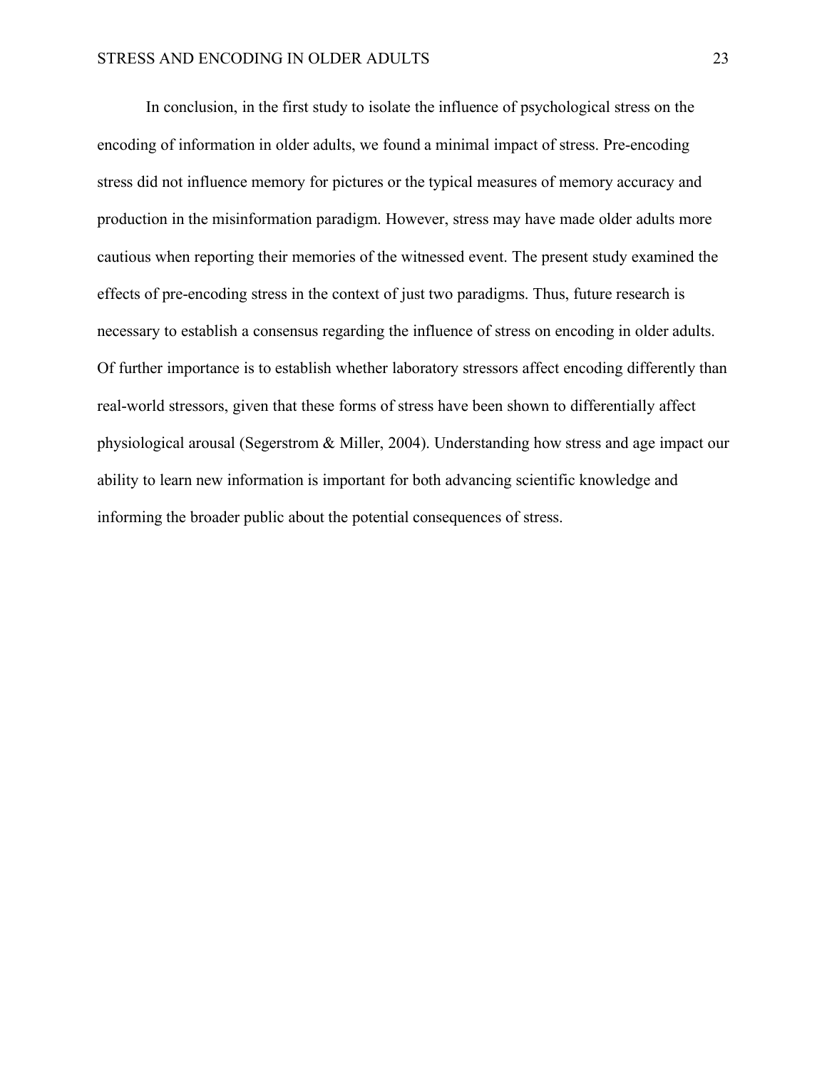In conclusion, in the first study to isolate the influence of psychological stress on the encoding of information in older adults, we found a minimal impact of stress. Pre-encoding stress did not influence memory for pictures or the typical measures of memory accuracy and production in the misinformation paradigm. However, stress may have made older adults more cautious when reporting their memories of the witnessed event. The present study examined the effects of pre-encoding stress in the context of just two paradigms. Thus, future research is necessary to establish a consensus regarding the influence of stress on encoding in older adults. Of further importance is to establish whether laboratory stressors affect encoding differently than real-world stressors, given that these forms of stress have been shown to differentially affect physiological arousal (Segerstrom & Miller, 2004). Understanding how stress and age impact our ability to learn new information is important for both advancing scientific knowledge and informing the broader public about the potential consequences of stress.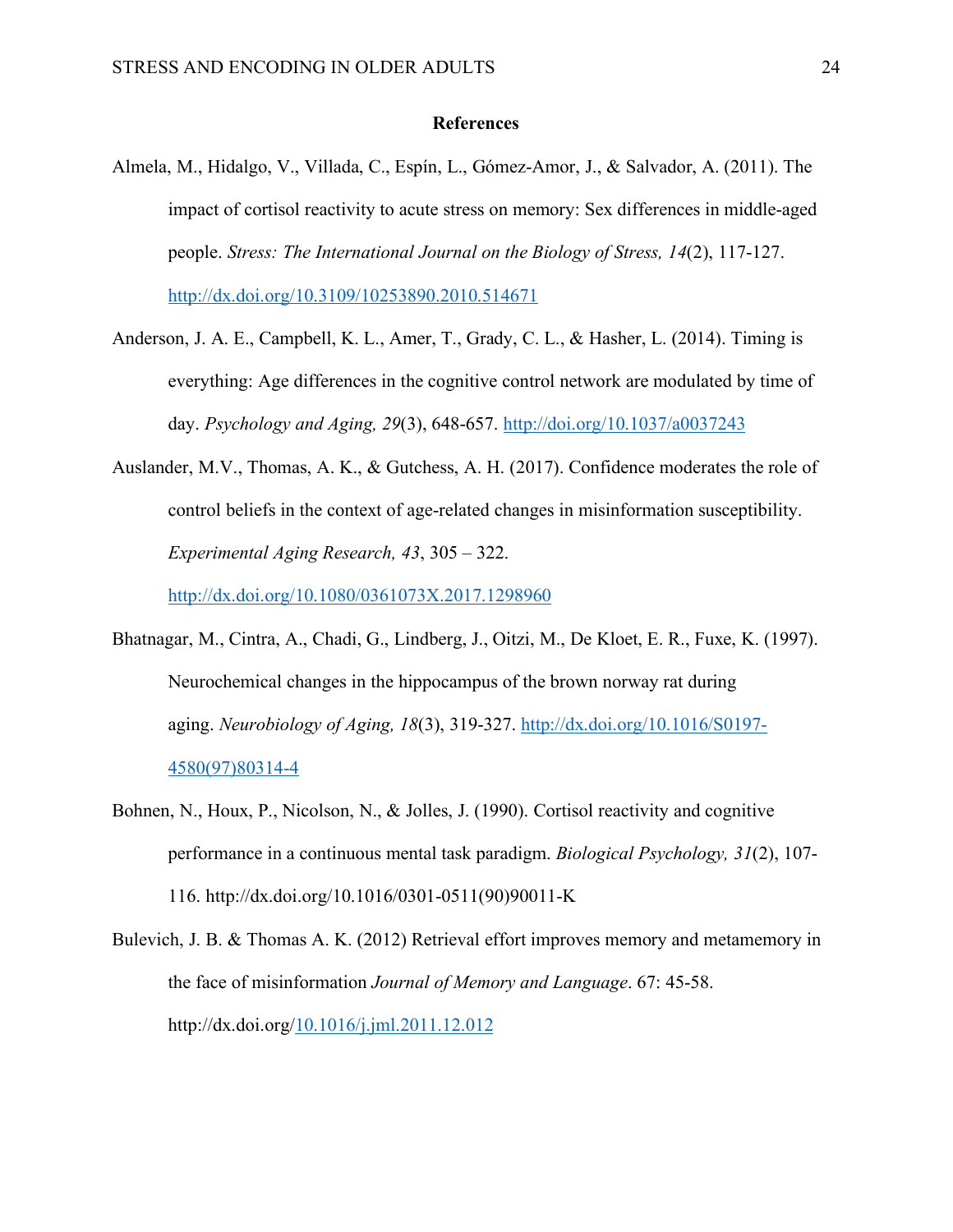## References

Almela, M., Hidalgo, V., Villada, C., Espín, L., Gómez-Amor, J., & Salvador, A. (2011). The impact of cortisol reactivity to acute stress on memory: Sex differences in middle-aged people. *Stress: The International Journal on the Biology of Stress, 14*(2), 117-127. http://dx.doi.org/10.3109/10253890.2010.514671

Anderson, J. A. E., Campbell, K. L., Amer, T., Grady, C. L., & Hasher, L. (2014). Timing is everything: Age differences in the cognitive control network are modulated by time of day. *Psychology and Aging, 29*(3), 648-657. http://doi.org/10.1037/a0037243

Auslander, M.V., Thomas, A. K., & Gutchess, A. H. (2017). Confidence moderates the role of control beliefs in the context of age-related changes in misinformation susceptibility. *Experimental Aging Research, 43*, 305 – 322. http://dx.doi.org/10.1080/0361073X.2017.1298960

Bhatnagar, M., Cintra, A., Chadi, G., Lindberg, J., Oitzi, M., De Kloet, E. R., Fuxe, K. (1997). Neurochemical changes in the hippocampus of the brown norway rat during aging. *Neurobiology of Aging, 18*(3), 319-327. http://dx.doi.org/10.1016/S0197-4580(97)80314-4

Bohnen, N., Houx, P., Nicolson, N., & Jolles, J. (1990). Cortisol reactivity and cognitive performance in a continuous mental task paradigm. *Biological Psychology, 31*(2), 107-116. http://dx.doi.org/10.1016/0301-0511(90)90011-K

Bulevich, J. B. & Thomas A. K. (2012) Retrieval effort improves memory and metamemory in the face of misinformation *Journal of Memory and Language*. 67: 45-58. http://dx.doi.org/10.1016/j.jml.2011.12.012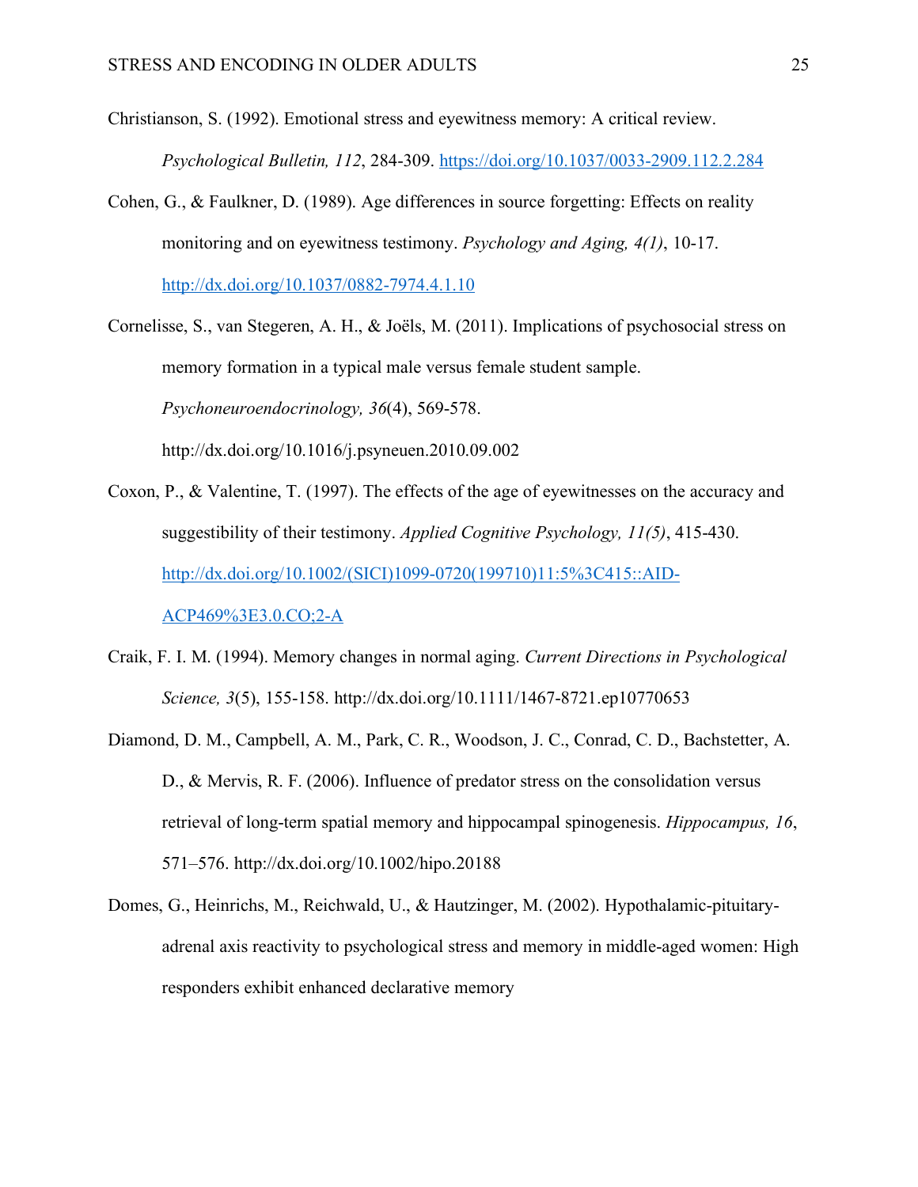Christianson, S. (1992). Emotional stress and eyewitness memory: A critical review. *Psychological Bulletin, 112*, 284-309. https://doi.org/10.1037/0033-2909.112.2.284

Cohen, G., & Faulkner, D. (1989). Age differences in source forgetting: Effects on reality monitoring and on eyewitness testimony. *Psychology and Aging, 4(1)*, 10-17. http://dx.doi.org/10.1037/0882-7974.4.1.10

Cornelisse, S., van Stegeren, A. H., & Joëls, M. (2011). Implications of psychosocial stress on memory formation in a typical male versus female student sample. *Psychoneuroendocrinology, 36*(4), 569-578. http://dx.doi.org/10.1016/j.psyneuen.2010.09.002

Coxon, P., & Valentine, T. (1997). The effects of the age of eyewitnesses on the accuracy and suggestibility of their testimony. *Applied Cognitive Psychology, 11(5)*, 415-430. http://dx.doi.org/10.1002/(SICI)1099-0720(199710)11:5%3C415::AID-ACP469%3E3.0.CO;2-A

Craik, F. I. M. (1994). Memory changes in normal aging. *Current Directions in Psychological Science, 3*(5), 155-158. http://dx.doi.org/10.1111/1467-8721.ep10770653

Diamond, D. M., Campbell, A. M., Park, C. R., Woodson, J. C., Conrad, C. D., Bachstetter, A. D., & Mervis, R. F. (2006). Influence of predator stress on the consolidation versus retrieval of long-term spatial memory and hippocampal spinogenesis. *Hippocampus, 16*, 571–576. http://dx.doi.org/10.1002/hipo.20188

Domes, G., Heinrichs, M., Reichwald, U., & Hautzinger, M. (2002). Hypothalamic-pituitary-adrenal axis reactivity to psychological stress and memory in middle-aged women: High responders exhibit enhanced declarative memory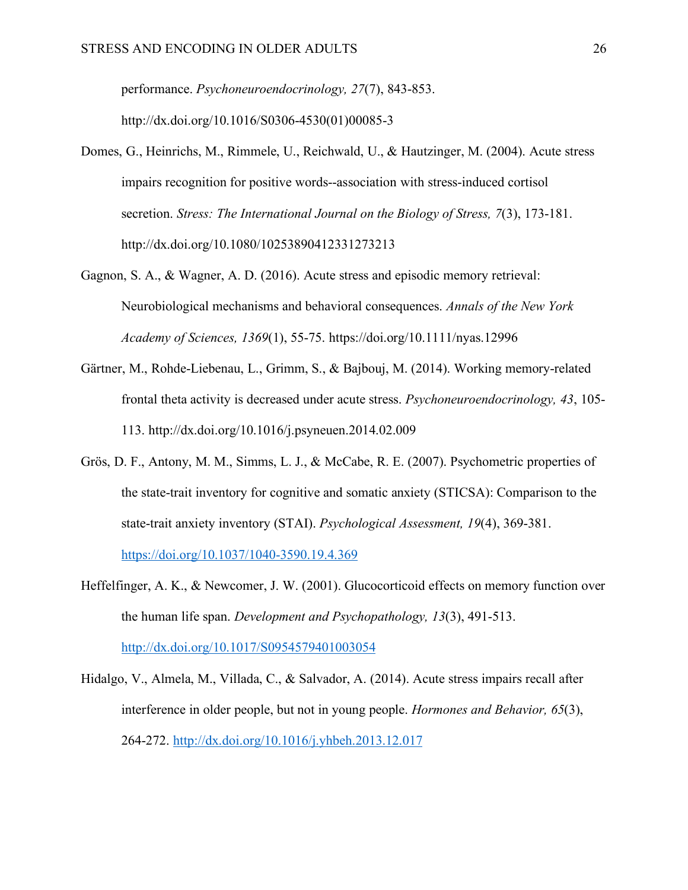performance. *Psychoneuroendocrinology, 27*(7), 843-853. http://dx.doi.org/10.1016/S0306-4530(01)00085-3

Domes, G., Heinrichs, M., Rimmele, U., Reichwald, U., & Hautzinger, M. (2004). Acute stress impairs recognition for positive words--association with stress-induced cortisol secretion. *Stress: The International Journal on the Biology of Stress, 7*(3), 173-181. http://dx.doi.org/10.1080/10253890412331273213

Gagnon, S. A., & Wagner, A. D. (2016). Acute stress and episodic memory retrieval: Neurobiological mechanisms and behavioral consequences. *Annals of the New York Academy of Sciences, 1369*(1), 55-75. https://doi.org/10.1111/nyas.12996

Gärtner, M., Rohde-Liebenau, L., Grimm, S., & Bajbouj, M. (2014). Working memory-related frontal theta activity is decreased under acute stress. *Psychoneuroendocrinology, 43*, 105-113. http://dx.doi.org/10.1016/j.psyneuen.2014.02.009

Grös, D. F., Antony, M. M., Simms, L. J., & McCabe, R. E. (2007). Psychometric properties of the state-trait inventory for cognitive and somatic anxiety (STICSA): Comparison to the state-trait anxiety inventory (STAI). *Psychological Assessment, 19*(4), 369-381. https://doi.org/10.1037/1040-3590.19.4.369

Heffelfinger, A. K., & Newcomer, J. W. (2001). Glucocorticoid effects on memory function over the human life span. *Development and Psychopathology, 13*(3), 491-513. http://dx.doi.org/10.1017/S0954579401003054

Hidalgo, V., Almela, M., Villada, C., & Salvador, A. (2014). Acute stress impairs recall after interference in older people, but not in young people. *Hormones and Behavior, 65*(3), 264-272. http://dx.doi.org/10.1016/j.yhbeh.2013.12.017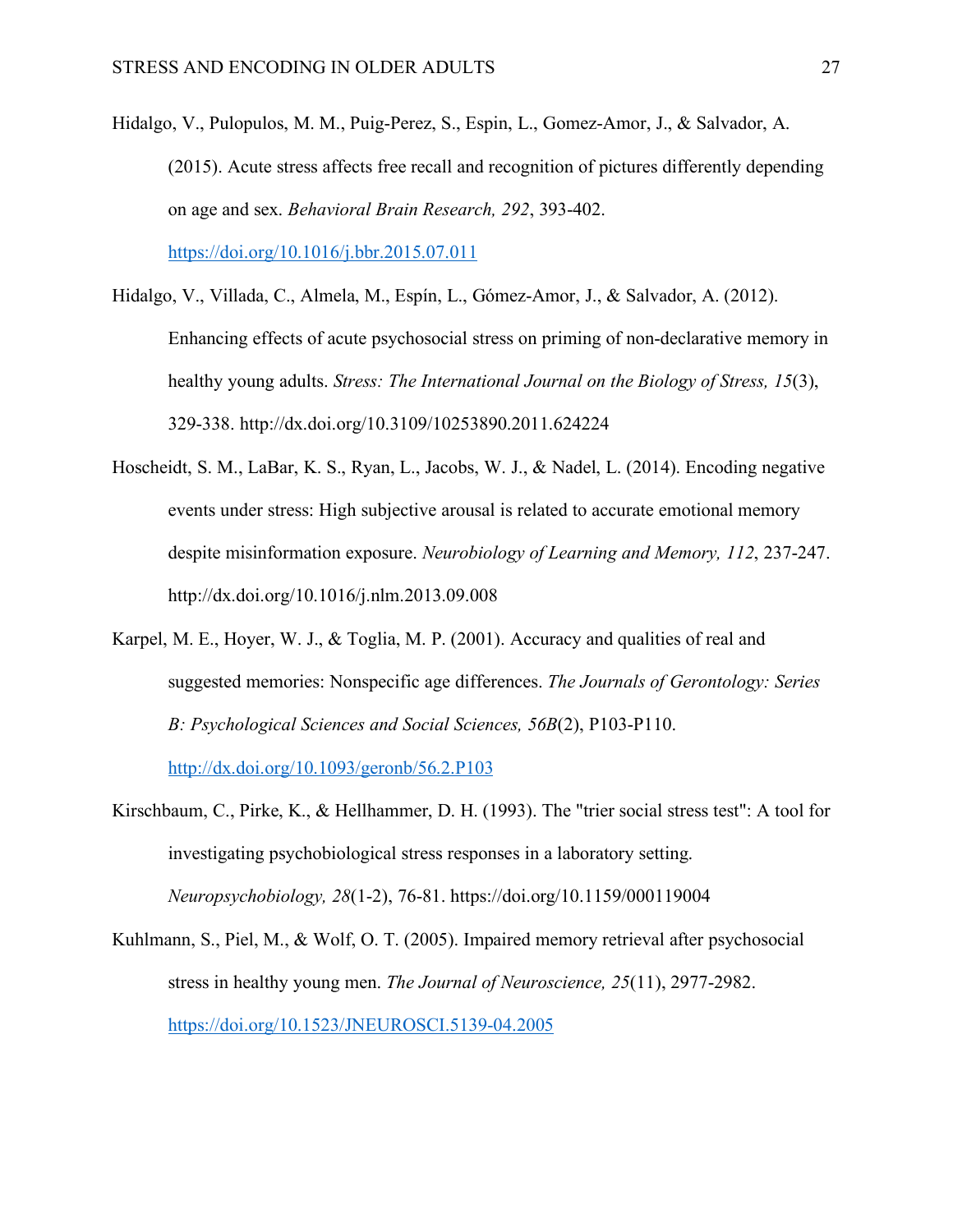Hidalgo, V., Pulopulos, M. M., Puig-Perez, S., Espin, L., Gomez-Amor, J., & Salvador, A. (2015). Acute stress affects free recall and recognition of pictures differently depending on age and sex. *Behavioral Brain Research, 292*, 393-402. https://doi.org/10.1016/j.bbr.2015.07.011

Hidalgo, V., Villada, C., Almela, M., Espín, L., Gómez-Amor, J., & Salvador, A. (2012). Enhancing effects of acute psychosocial stress on priming of non-declarative memory in healthy young adults. *Stress: The International Journal on the Biology of Stress, 15*(3), 329-338. http://dx.doi.org/10.3109/10253890.2011.624224

Hoscheidt, S. M., LaBar, K. S., Ryan, L., Jacobs, W. J., & Nadel, L. (2014). Encoding negative events under stress: High subjective arousal is related to accurate emotional memory despite misinformation exposure. *Neurobiology of Learning and Memory, 112*, 237-247. http://dx.doi.org/10.1016/j.nlm.2013.09.008

Karpel, M. E., Hoyer, W. J., & Toglia, M. P. (2001). Accuracy and qualities of real and suggested memories: Nonspecific age differences. *The Journals of Gerontology: Series B: Psychological Sciences and Social Sciences, 56B*(2), P103-P110. http://dx.doi.org/10.1093/geronb/56.2.P103

Kirschbaum, C., Pirke, K., & Hellhammer, D. H. (1993). The "trier social stress test": A tool for investigating psychobiological stress responses in a laboratory setting. *Neuropsychobiology, 28*(1-2), 76-81. https://doi.org/10.1159/000119004

Kuhlmann, S., Piel, M., & Wolf, O. T. (2005). Impaired memory retrieval after psychosocial stress in healthy young men. *The Journal of Neuroscience, 25*(11), 2977-2982. https://doi.org/10.1523/JNEUROSCI.5139-04.2005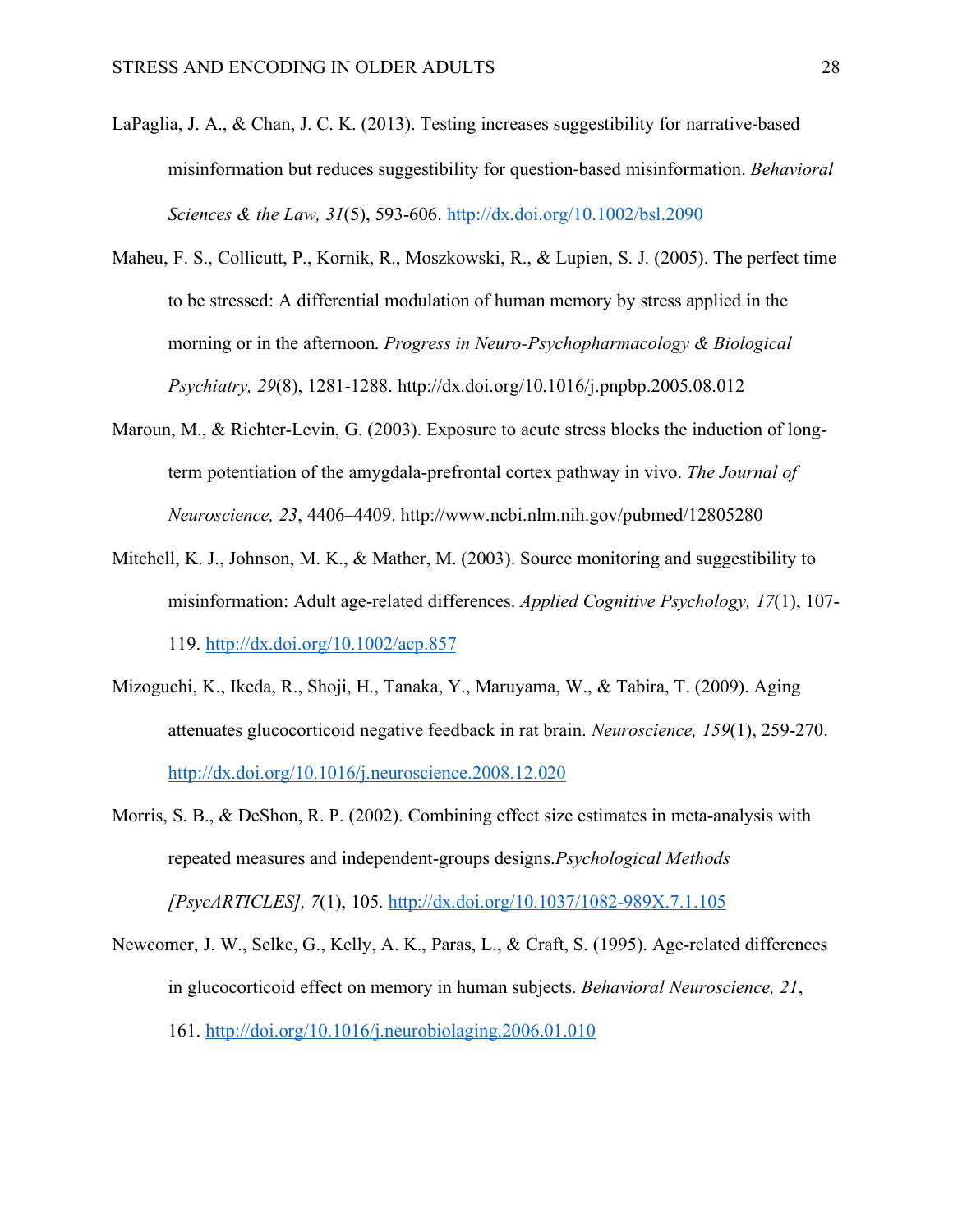LaPaglia, J. A., & Chan, J. C. K. (2013). Testing increases suggestibility for narrative-based misinformation but reduces suggestibility for question-based misinformation. *Behavioral Sciences & the Law, 31*(5), 593-606. http://dx.doi.org/10.1002/bsl.2090

Maheu, F. S., Collicutt, P., Kornik, R., Moszkowski, R., & Lupien, S. J. (2005). The perfect time to be stressed: A differential modulation of human memory by stress applied in the morning or in the afternoon. *Progress in Neuro-Psychopharmacology & Biological Psychiatry, 29*(8), 1281-1288. http://dx.doi.org/10.1016/j.pnpbp.2005.08.012

Maroun, M., & Richter-Levin, G. (2003). Exposure to acute stress blocks the induction of long-term potentiation of the amygdala-prefrontal cortex pathway in vivo. *The Journal of Neuroscience, 23*, 4406–4409. http://www.ncbi.nlm.nih.gov/pubmed/12805280

Mitchell, K. J., Johnson, M. K., & Mather, M. (2003). Source monitoring and suggestibility to misinformation: Adult age-related differences. *Applied Cognitive Psychology, 17*(1), 107-119. http://dx.doi.org/10.1002/acp.857

Mizoguchi, K., Ikeda, R., Shoji, H., Tanaka, Y., Maruyama, W., & Tabira, T. (2009). Aging attenuates glucocorticoid negative feedback in rat brain. *Neuroscience, 159*(1), 259-270. http://dx.doi.org/10.1016/j.neuroscience.2008.12.020

Morris, S. B., & DeShon, R. P. (2002). Combining effect size estimates in meta-analysis with repeated measures and independent-groups designs.*Psychological Methods [PsycARTICLES], 7*(1), 105. http://dx.doi.org/10.1037/1082-989X.7.1.105

Newcomer, J. W., Selke, G., Kelly, A. K., Paras, L., & Craft, S. (1995). Age-related differences in glucocorticoid effect on memory in human subjects. *Behavioral Neuroscience, 21*, 161. http://doi.org/10.1016/j.neurobiolaging.2006.01.010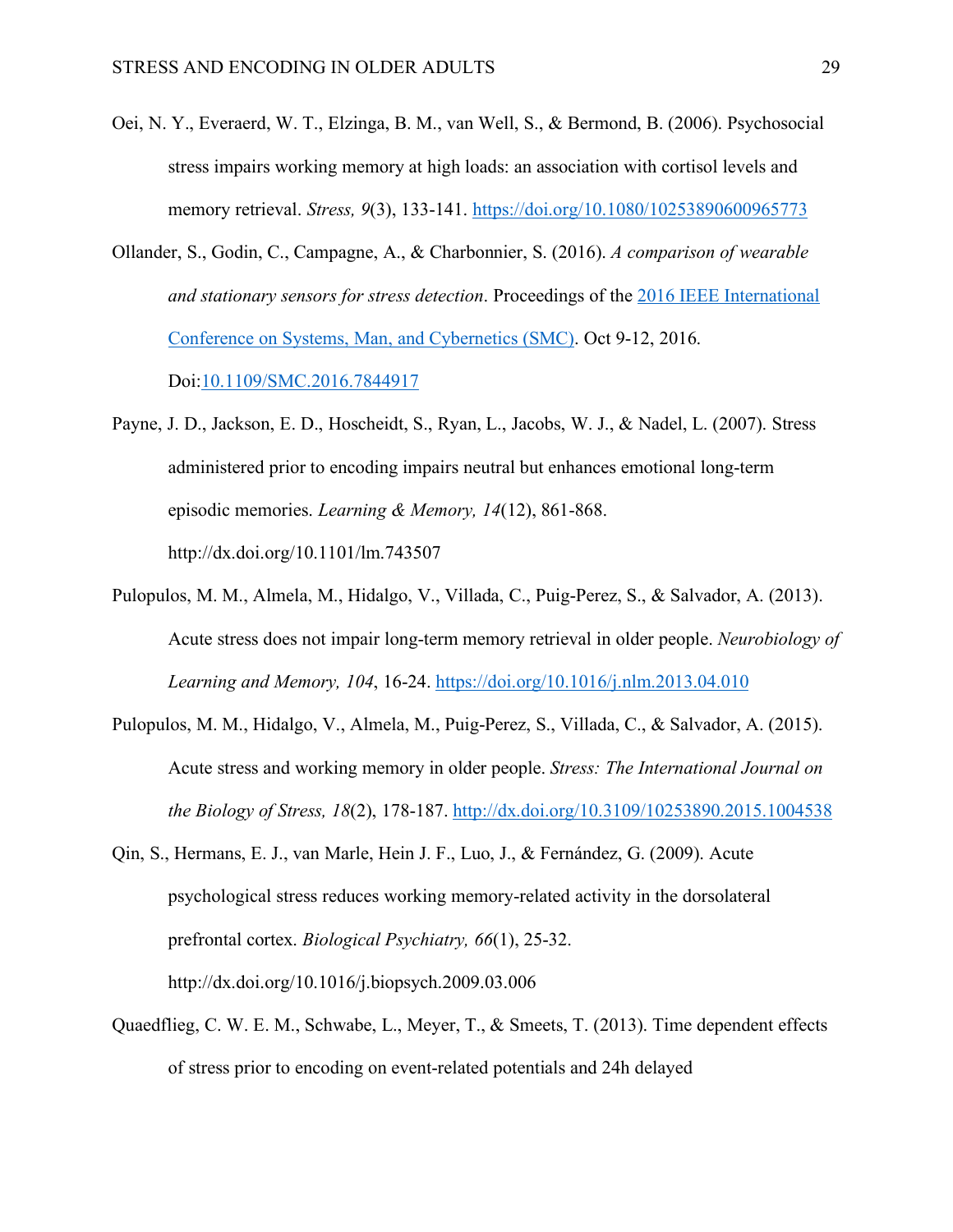Oei, N. Y., Everaerd, W. T., Elzinga, B. M., van Well, S., & Bermond, B. (2006). Psychosocial stress impairs working memory at high loads: an association with cortisol levels and memory retrieval. *Stress, 9*(3), 133-141. https://doi.org/10.1080/10253890600965773

Ollander, S., Godin, C., Campagne, A., & Charbonnier, S. (2016). *A comparison of wearable and stationary sensors for stress detection*. Proceedings of the 2016 IEEE International Conference on Systems, Man, and Cybernetics (SMC). Oct 9-12, 2016. Doi:10.1109/SMC.2016.7844917

Payne, J. D., Jackson, E. D., Hoscheidt, S., Ryan, L., Jacobs, W. J., & Nadel, L. (2007). Stress administered prior to encoding impairs neutral but enhances emotional long-term episodic memories. *Learning & Memory, 14*(12), 861-868. http://dx.doi.org/10.1101/lm.743507

Pulopulos, M. M., Almela, M., Hidalgo, V., Villada, C., Puig-Perez, S., & Salvador, A. (2013). Acute stress does not impair long-term memory retrieval in older people. *Neurobiology of Learning and Memory, 104*, 16-24. https://doi.org/10.1016/j.nlm.2013.04.010

Pulopulos, M. M., Hidalgo, V., Almela, M., Puig-Perez, S., Villada, C., & Salvador, A. (2015). Acute stress and working memory in older people. *Stress: The International Journal on the Biology of Stress, 18*(2), 178-187. http://dx.doi.org/10.3109/10253890.2015.1004538

Qin, S., Hermans, E. J., van Marle, Hein J. F., Luo, J., & Fernández, G. (2009). Acute psychological stress reduces working memory-related activity in the dorsolateral prefrontal cortex. *Biological Psychiatry, 66*(1), 25-32. http://dx.doi.org/10.1016/j.biopsych.2009.03.006

Quaedflieg, C. W. E. M., Schwabe, L., Meyer, T., & Smeets, T. (2013). Time dependent effects of stress prior to encoding on event-related potentials and 24h delayed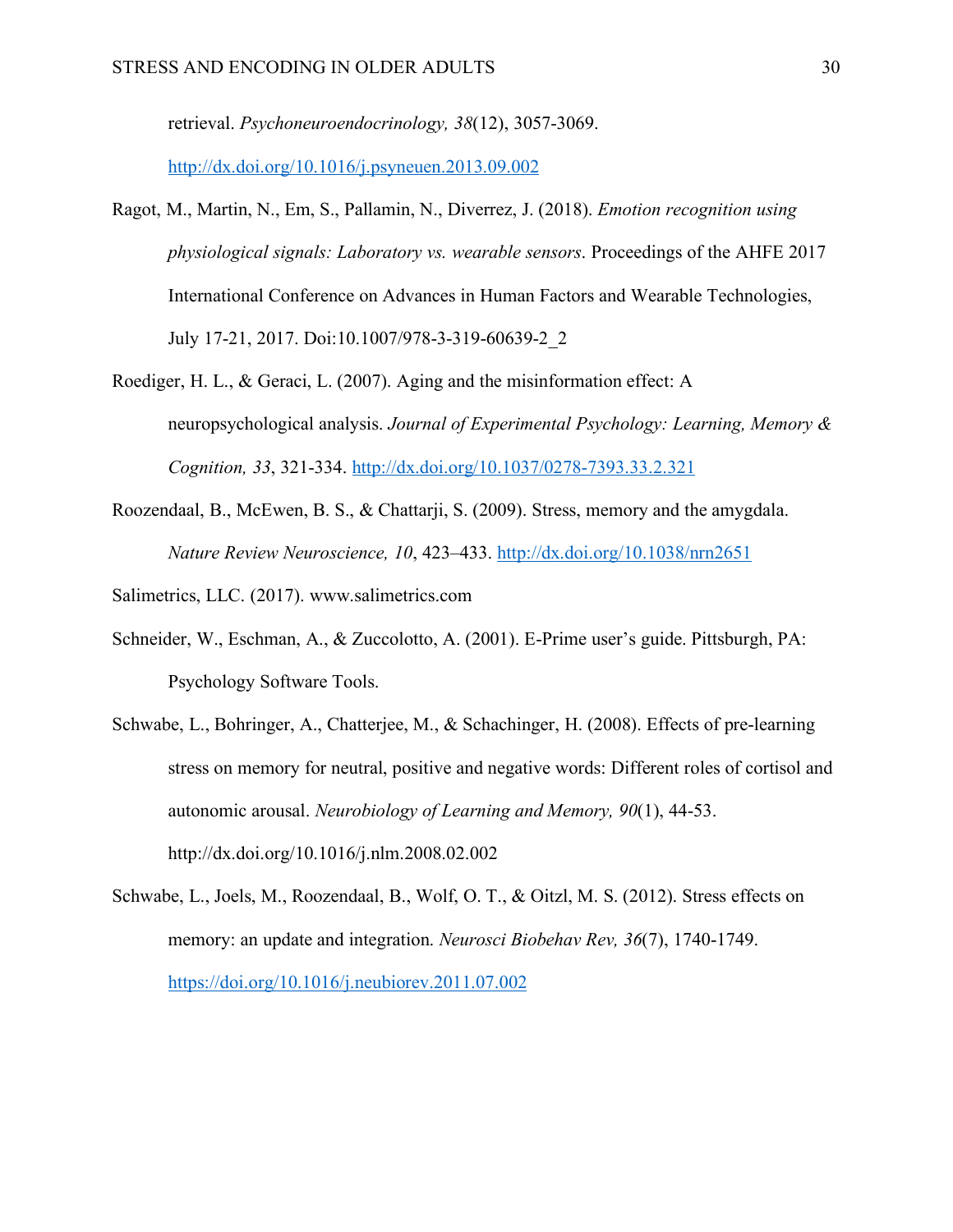retrieval. *Psychoneuroendocrinology, 38*(12), 3057-3069. http://dx.doi.org/10.1016/j.psyneuen.2013.09.002

Ragot, M., Martin, N., Em, S., Pallamin, N., Diverrez, J. (2018). *Emotion recognition using physiological signals: Laboratory vs. wearable sensors*. Proceedings of the AHFE 2017 International Conference on Advances in Human Factors and Wearable Technologies, July 17-21, 2017. Doi:10.1007/978-3-319-60639-2_2

Roediger, H. L., & Geraci, L. (2007). Aging and the misinformation effect: A neuropsychological analysis. *Journal of Experimental Psychology: Learning, Memory & Cognition, 33*, 321-334. http://dx.doi.org/10.1037/0278-7393.33.2.321

Roozendaal, B., McEwen, B. S., & Chattarji, S. (2009). Stress, memory and the amygdala. *Nature Review Neuroscience, 10*, 423–433. http://dx.doi.org/10.1038/nrn2651

Salimetrics, LLC. (2017). www.salimetrics.com

Schneider, W., Eschman, A., & Zuccolotto, A. (2001). E-Prime user's guide. Pittsburgh, PA: Psychology Software Tools.

Schwabe, L., Bohringer, A., Chatterjee, M., & Schachinger, H. (2008). Effects of pre-learning stress on memory for neutral, positive and negative words: Different roles of cortisol and autonomic arousal. *Neurobiology of Learning and Memory, 90*(1), 44-53. http://dx.doi.org/10.1016/j.nlm.2008.02.002

Schwabe, L., Joels, M., Roozendaal, B., Wolf, O. T., & Oitzl, M. S. (2012). Stress effects on memory: an update and integration. *Neurosci Biobehav Rev, 36*(7), 1740-1749. https://doi.org/10.1016/j.neubiorev.2011.07.002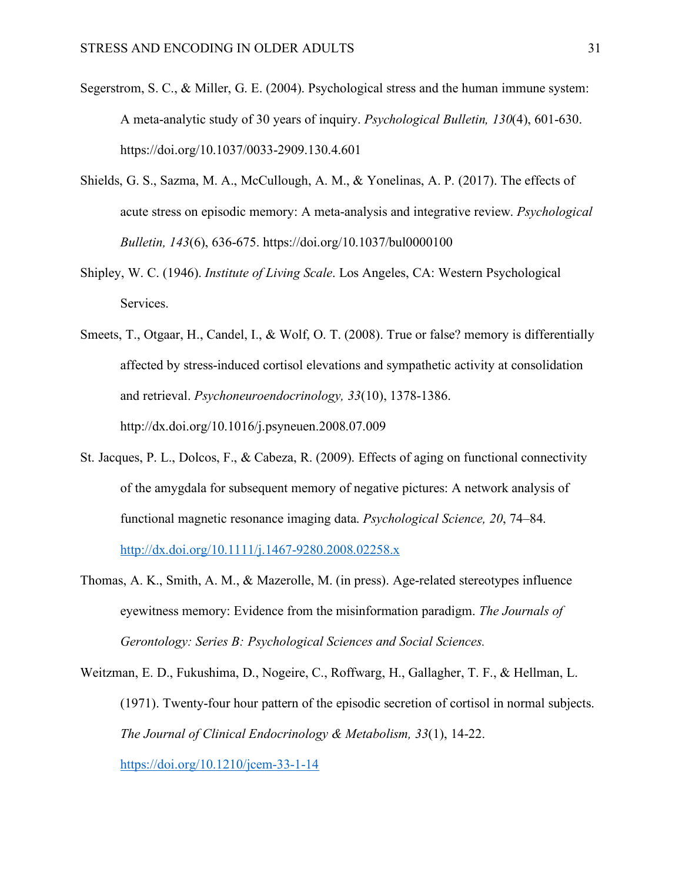Segerstrom, S. C., & Miller, G. E. (2004). Psychological stress and the human immune system: A meta-analytic study of 30 years of inquiry. *Psychological Bulletin, 130*(4), 601-630. https://doi.org/10.1037/0033-2909.130.4.601

Shields, G. S., Sazma, M. A., McCullough, A. M., & Yonelinas, A. P. (2017). The effects of acute stress on episodic memory: A meta-analysis and integrative review. *Psychological Bulletin, 143*(6), 636-675. https://doi.org/10.1037/bul0000100

Shipley, W. C. (1946). *Institute of Living Scale*. Los Angeles, CA: Western Psychological Services.

Smeets, T., Otgaar, H., Candel, I., & Wolf, O. T. (2008). True or false? memory is differentially affected by stress-induced cortisol elevations and sympathetic activity at consolidation and retrieval. *Psychoneuroendocrinology, 33*(10), 1378-1386. http://dx.doi.org/10.1016/j.psyneuen.2008.07.009

St. Jacques, P. L., Dolcos, F., & Cabeza, R. (2009). Effects of aging on functional connectivity of the amygdala for subsequent memory of negative pictures: A network analysis of functional magnetic resonance imaging data. *Psychological Science, 20*, 74–84. http://dx.doi.org/10.1111/j.1467-9280.2008.02258.x

Thomas, A. K., Smith, A. M., & Mazerolle, M. (in press). Age-related stereotypes influence eyewitness memory: Evidence from the misinformation paradigm. *The Journals of Gerontology: Series B: Psychological Sciences and Social Sciences.*

Weitzman, E. D., Fukushima, D., Nogeire, C., Roffwarg, H., Gallagher, T. F., & Hellman, L. (1971). Twenty-four hour pattern of the episodic secretion of cortisol in normal subjects. *The Journal of Clinical Endocrinology & Metabolism, 33*(1), 14-22. https://doi.org/10.1210/jcem-33-1-14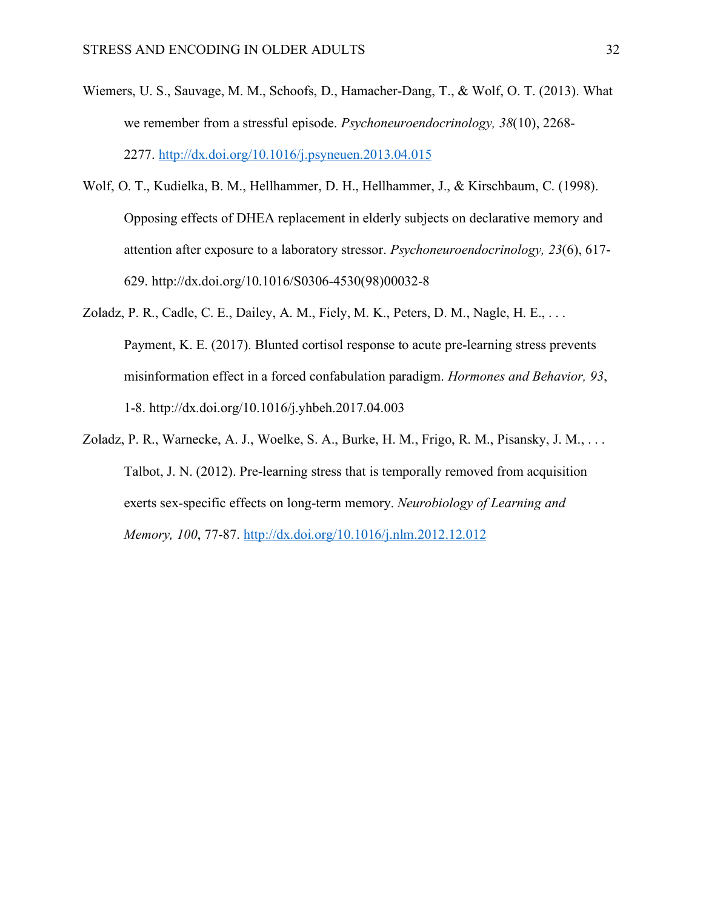Wiemers, U. S., Sauvage, M. M., Schoofs, D., Hamacher-Dang, T., & Wolf, O. T. (2013). What we remember from a stressful episode. *Psychoneuroendocrinology, 38*(10), 2268-2277. http://dx.doi.org/10.1016/j.psyneuen.2013.04.015

Wolf, O. T., Kudielka, B. M., Hellhammer, D. H., Hellhammer, J., & Kirschbaum, C. (1998). Opposing effects of DHEA replacement in elderly subjects on declarative memory and attention after exposure to a laboratory stressor. *Psychoneuroendocrinology, 23*(6), 617-629. http://dx.doi.org/10.1016/S0306-4530(98)00032-8

Zoladz, P. R., Cadle, C. E., Dailey, A. M., Fiely, M. K., Peters, D. M., Nagle, H. E., . . . Payment, K. E. (2017). Blunted cortisol response to acute pre-learning stress prevents misinformation effect in a forced confabulation paradigm. *Hormones and Behavior, 93*, 1-8. http://dx.doi.org/10.1016/j.yhbeh.2017.04.003

Zoladz, P. R., Warnecke, A. J., Woelke, S. A., Burke, H. M., Frigo, R. M., Pisansky, J. M., . . . Talbot, J. N. (2012). Pre-learning stress that is temporally removed from acquisition exerts sex-specific effects on long-term memory. *Neurobiology of Learning and Memory, 100*, 77-87. http://dx.doi.org/10.1016/j.nlm.2012.12.012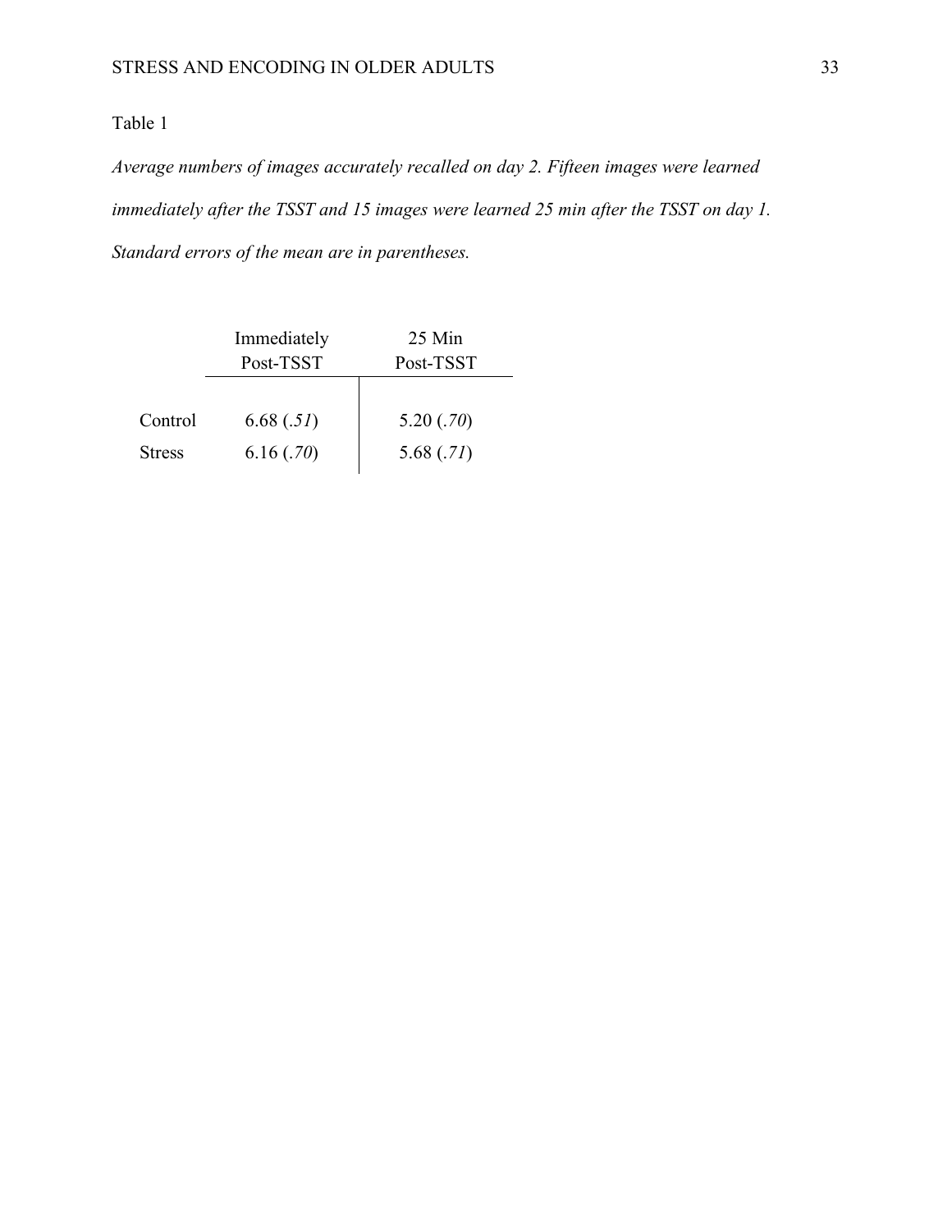Table 1

*Average numbers of images accurately recalled on day 2. Fifteen images were learned immediately after the TSST and 15 images were learned 25 min after the TSST on day 1. Standard errors of the mean are in parentheses.*

| | Immediately Post-TSST | 25 Min Post-TSST |
|---|---|---|
| Control | 6.68 (*.51*) | 5.20 (*.70*) |
| Stress | 6.16 (*.70*) | 5.68 (*.71*) |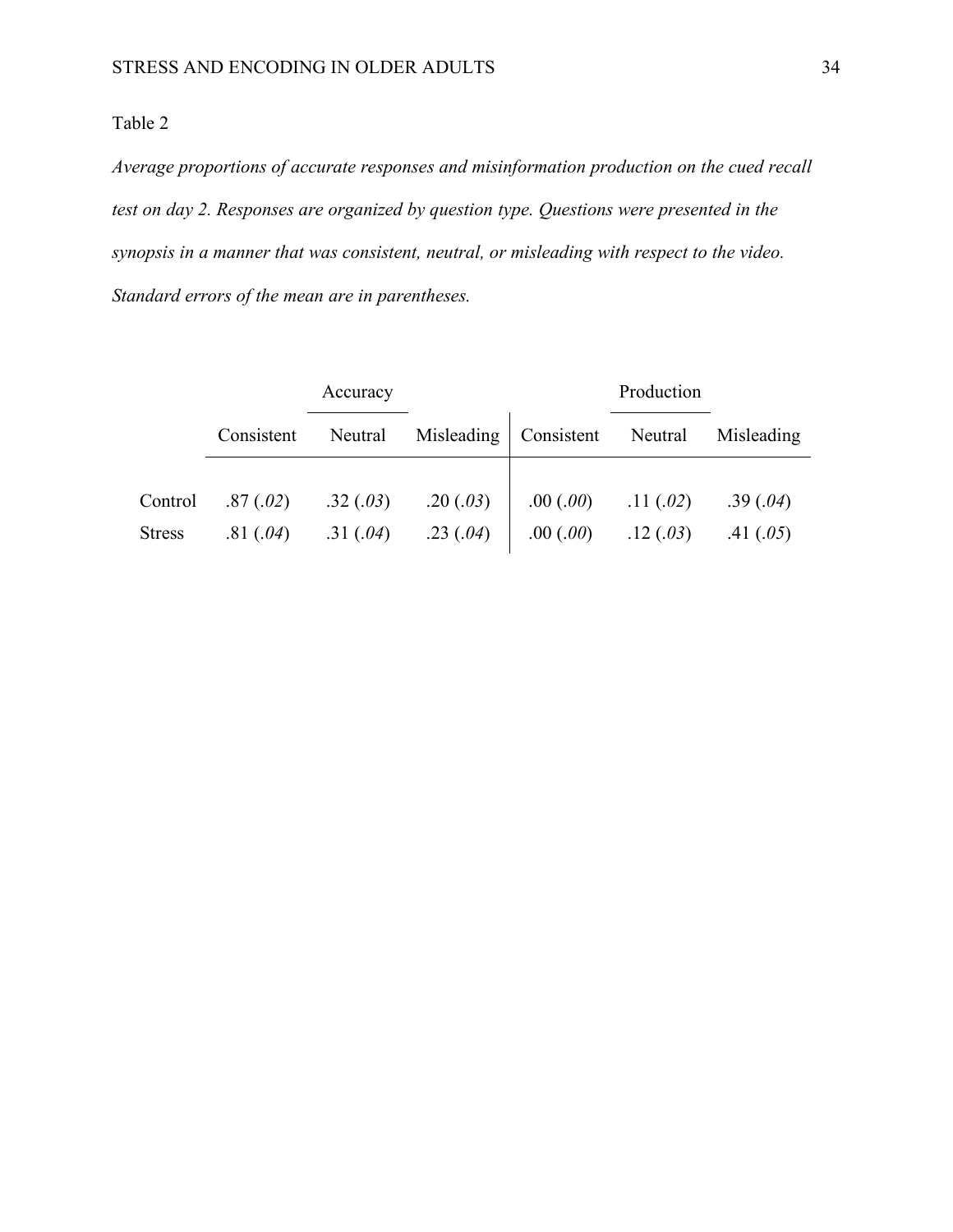Table 2

*Average proportions of accurate responses and misinformation production on the cued recall test on day 2. Responses are organized by question type. Questions were presented in the synopsis in a manner that was consistent, neutral, or misleading with respect to the video. Standard errors of the mean are in parentheses.*

| | Accuracy | | | Production | | |
|---|---|---|---|---|---|---|
| | Consistent | Neutral | Misleading | Consistent | Neutral | Misleading |
| Control | .87 (*.02*) | .32 (*.03*) | .20 (*.03*) | .00 (*.00*) | .11 (*.02*) | .39 (*.04*) |
| Stress | .81 (*.04*) | .31 (*.04*) | .23 (*.04*) | .00 (*.00*) | .12 (*.03*) | .41 (*.05*) |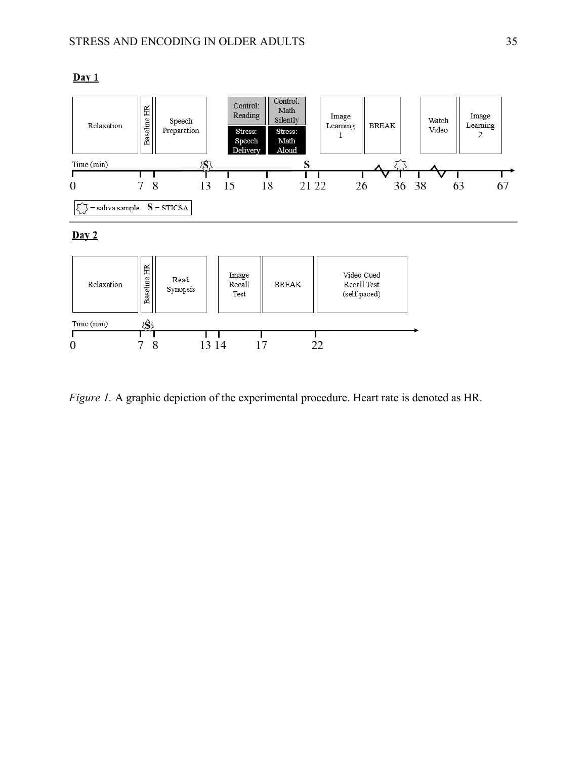**Day 1**

| Relaxation | Baseline HR | Speech Preparation | Control: Reading / Stress: Speech Delivery | Control: Math Silently / Stress: Math Aloud | Image Learning 1 | BREAK | Watch Video | Image Learning 2 |
|---|---|---|---|---|---|---|---|---|

Time (min): 0, 7, 8, 13, 15, 18, 21, 22, 26, 36, 38, 63, 67

☆ = saliva sample  **S** = STICSA

**Day 2**

| Relaxation | Baseline HR | Read Synopsis | Image Recall Test | BREAK | Video Cued Recall Test (self-paced) |
|---|---|---|---|---|---|

Time (min): 0, 7, 8, 13, 14, 17, 22

*Figure 1.* A graphic depiction of the experimental procedure. Heart rate is denoted as HR.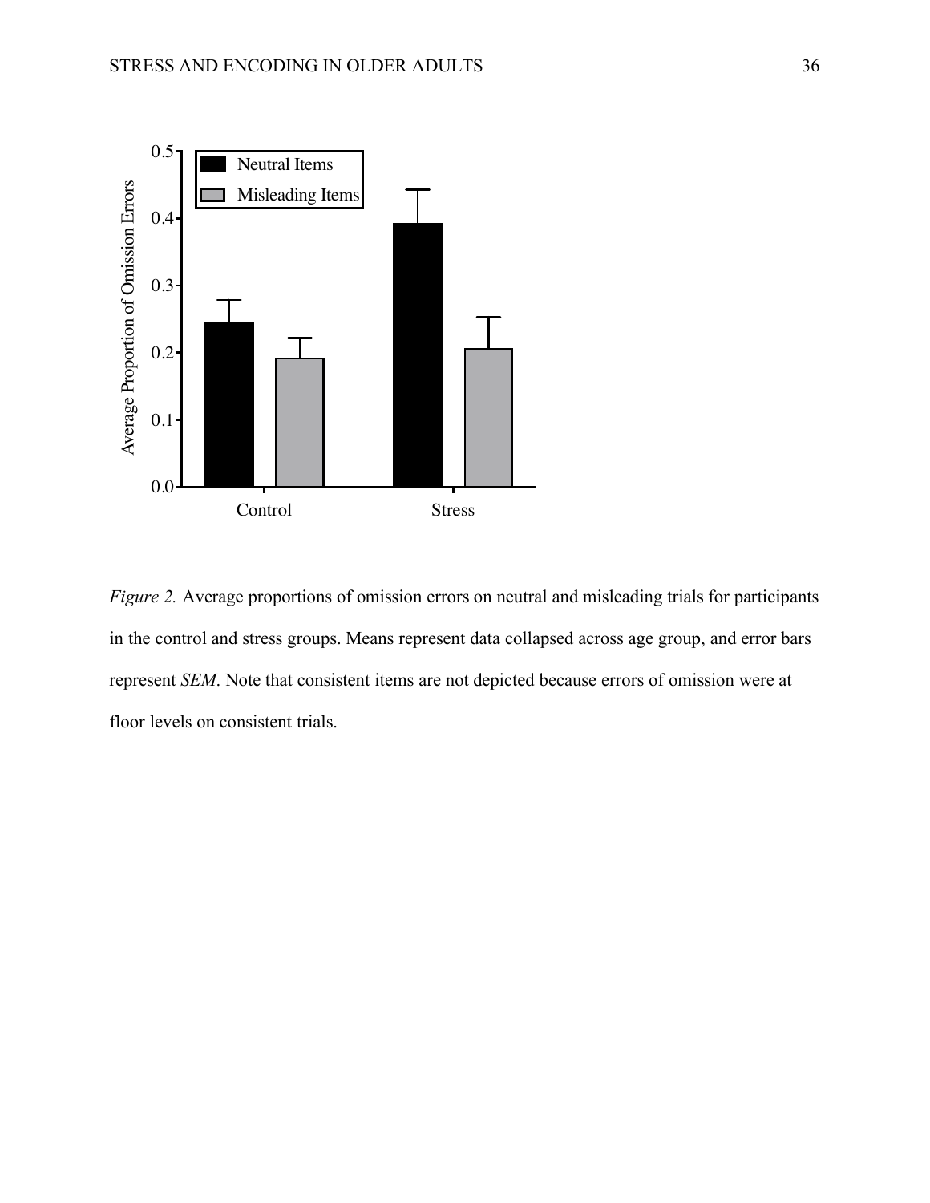0.5
0.4
0.3
0.2
0.1
0.0

Average Proportion of Omission Errors

Neutral Items

Misleading Items

Control

Stress

*Figure 2.* Average proportions of omission errors on neutral and misleading trials for participants in the control and stress groups. Means represent data collapsed across age group, and error bars represent *SEM*. Note that consistent items are not depicted because errors of omission were at floor levels on consistent trials.